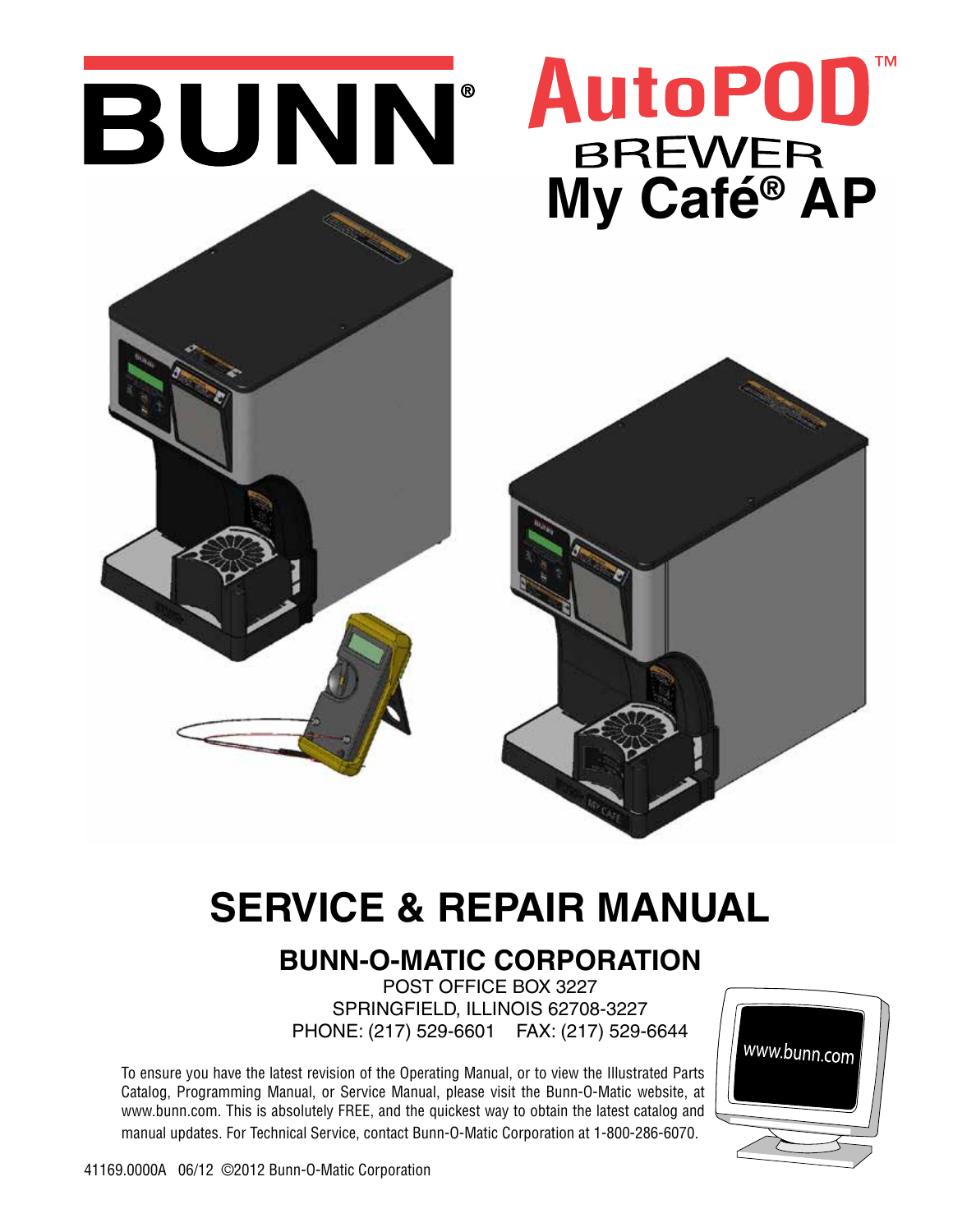# BUNN®

# AutoPOD™ BREWER My Café® AP

# SERVICE & REPAIR MANUAL

## BUNN-O-MATIC CORPORATION

POST OFFICE BOX 3227
SPRINGFIELD, ILLINOIS 62708-3227
PHONE: (217) 529-6601 FAX: (217) 529-6644

www.bunn.com

To ensure you have the latest revision of the Operating Manual, or to view the Illustrated Parts Catalog, Programming Manual, or Service Manual, please visit the Bunn-O-Matic website, at www.bunn.com. This is absolutely FREE, and the quickest way to obtain the latest catalog and manual updates. For Technical Service, contact Bunn-O-Matic Corporation at 1-800-286-6070.

41169.0000A 06/12 ©2012 Bunn-O-Matic Corporation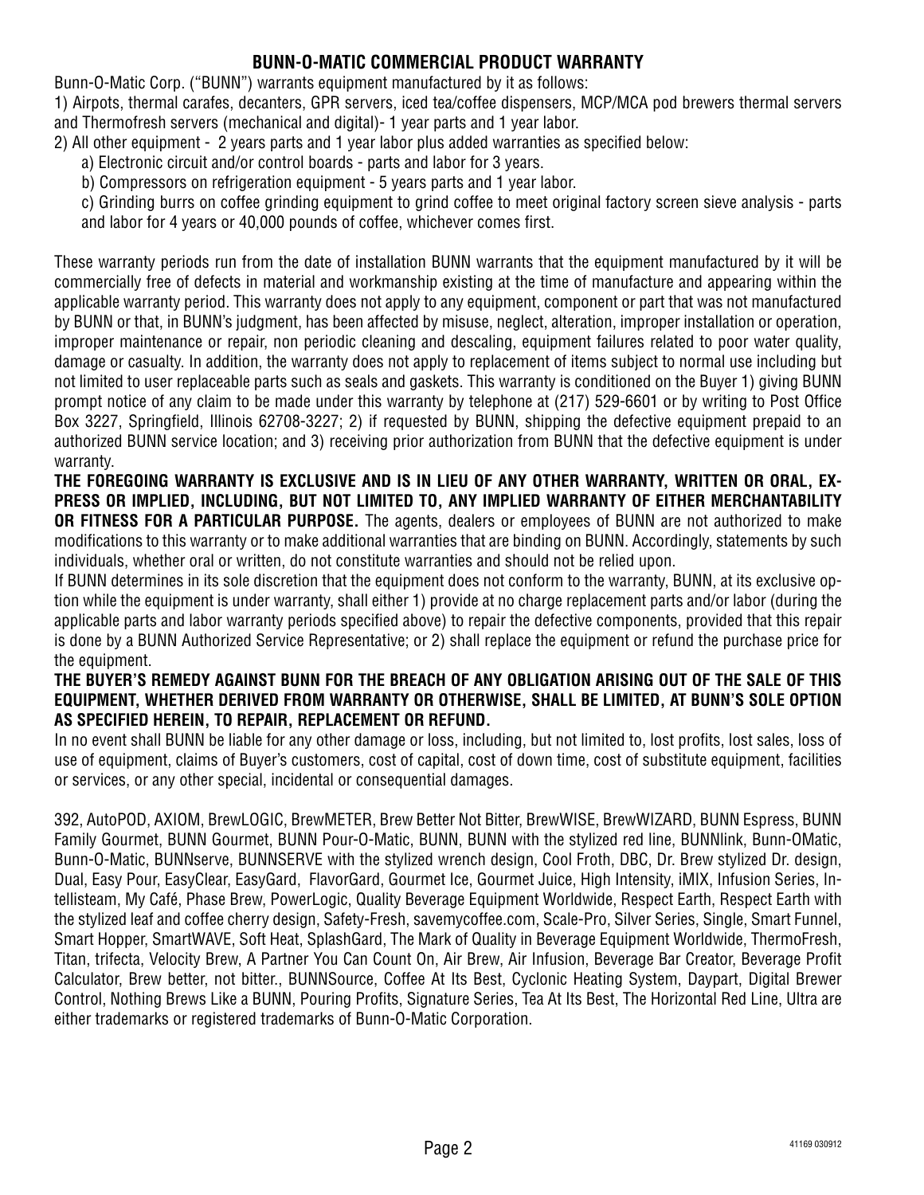## BUNN-O-MATIC COMMERCIAL PRODUCT WARRANTY

Bunn-O-Matic Corp. ("BUNN") warrants equipment manufactured by it as follows:

1) Airpots, thermal carafes, decanters, GPR servers, iced tea/coffee dispensers, MCP/MCA pod brewers thermal servers and Thermofresh servers (mechanical and digital)- 1 year parts and 1 year labor.

2) All other equipment - 2 years parts and 1 year labor plus added warranties as specified below:

   a) Electronic circuit and/or control boards - parts and labor for 3 years.

   b) Compressors on refrigeration equipment - 5 years parts and 1 year labor.

   c) Grinding burrs on coffee grinding equipment to grind coffee to meet original factory screen sieve analysis - parts and labor for 4 years or 40,000 pounds of coffee, whichever comes first.

These warranty periods run from the date of installation BUNN warrants that the equipment manufactured by it will be commercially free of defects in material and workmanship existing at the time of manufacture and appearing within the applicable warranty period. This warranty does not apply to any equipment, component or part that was not manufactured by BUNN or that, in BUNN's judgment, has been affected by misuse, neglect, alteration, improper installation or operation, improper maintenance or repair, non periodic cleaning and descaling, equipment failures related to poor water quality, damage or casualty. In addition, the warranty does not apply to replacement of items subject to normal use including but not limited to user replaceable parts such as seals and gaskets. This warranty is conditioned on the Buyer 1) giving BUNN prompt notice of any claim to be made under this warranty by telephone at (217) 529-6601 or by writing to Post Office Box 3227, Springfield, Illinois 62708-3227; 2) if requested by BUNN, shipping the defective equipment prepaid to an authorized BUNN service location; and 3) receiving prior authorization from BUNN that the defective equipment is under warranty.

**THE FOREGOING WARRANTY IS EXCLUSIVE AND IS IN LIEU OF ANY OTHER WARRANTY, WRITTEN OR ORAL, EXPRESS OR IMPLIED, INCLUDING, BUT NOT LIMITED TO, ANY IMPLIED WARRANTY OF EITHER MERCHANTABILITY OR FITNESS FOR A PARTICULAR PURPOSE.** The agents, dealers or employees of BUNN are not authorized to make modifications to this warranty or to make additional warranties that are binding on BUNN. Accordingly, statements by such individuals, whether oral or written, do not constitute warranties and should not be relied upon.

If BUNN determines in its sole discretion that the equipment does not conform to the warranty, BUNN, at its exclusive option while the equipment is under warranty, shall either 1) provide at no charge replacement parts and/or labor (during the applicable parts and labor warranty periods specified above) to repair the defective components, provided that this repair is done by a BUNN Authorized Service Representative; or 2) shall replace the equipment or refund the purchase price for the equipment.

**THE BUYER'S REMEDY AGAINST BUNN FOR THE BREACH OF ANY OBLIGATION ARISING OUT OF THE SALE OF THIS EQUIPMENT, WHETHER DERIVED FROM WARRANTY OR OTHERWISE, SHALL BE LIMITED, AT BUNN'S SOLE OPTION AS SPECIFIED HEREIN, TO REPAIR, REPLACEMENT OR REFUND.**

In no event shall BUNN be liable for any other damage or loss, including, but not limited to, lost profits, lost sales, loss of use of equipment, claims of Buyer's customers, cost of capital, cost of down time, cost of substitute equipment, facilities or services, or any other special, incidental or consequential damages.

392, AutoPOD, AXIOM, BrewLOGIC, BrewMETER, Brew Better Not Bitter, BrewWISE, BrewWIZARD, BUNN Espress, BUNN Family Gourmet, BUNN Gourmet, BUNN Pour-O-Matic, BUNN, BUNN with the stylized red line, BUNNlink, Bunn-OMatic, Bunn-O-Matic, BUNNserve, BUNNSERVE with the stylized wrench design, Cool Froth, DBC, Dr. Brew stylized Dr. design, Dual, Easy Pour, EasyClear, EasyGard, FlavorGard, Gourmet Ice, Gourmet Juice, High Intensity, iMIX, Infusion Series, Intellisteam, My Café, Phase Brew, PowerLogic, Quality Beverage Equipment Worldwide, Respect Earth, Respect Earth with the stylized leaf and coffee cherry design, Safety-Fresh, savemycoffee.com, Scale-Pro, Silver Series, Single, Smart Funnel, Smart Hopper, SmartWAVE, Soft Heat, SplashGard, The Mark of Quality in Beverage Equipment Worldwide, ThermoFresh, Titan, trifecta, Velocity Brew, A Partner You Can Count On, Air Brew, Air Infusion, Beverage Bar Creator, Beverage Profit Calculator, Brew better, not bitter., BUNNSource, Coffee At Its Best, Cyclonic Heating System, Daypart, Digital Brewer Control, Nothing Brews Like a BUNN, Pouring Profits, Signature Series, Tea At Its Best, The Horizontal Red Line, Ultra are either trademarks or registered trademarks of Bunn-O-Matic Corporation.

41169 030912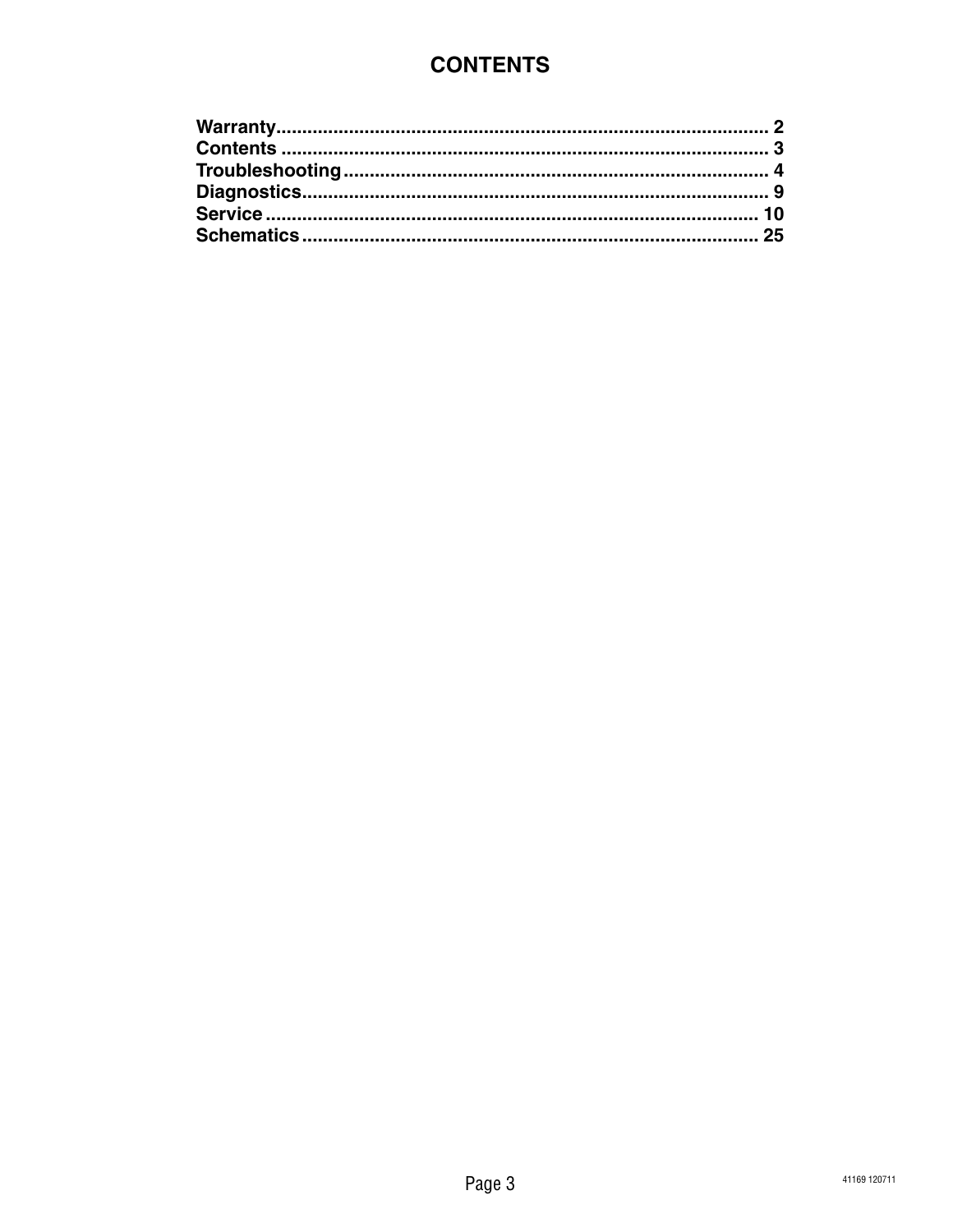# CONTENTS

**Warranty** .......................................................................................... **2**
**Contents** .......................................................................................... **3**
**Troubleshooting** ............................................................................... **4**
**Diagnostics** ...................................................................................... **9**
**Service** ............................................................................................ **10**
**Schematics** ..................................................................................... **25**

41169 120711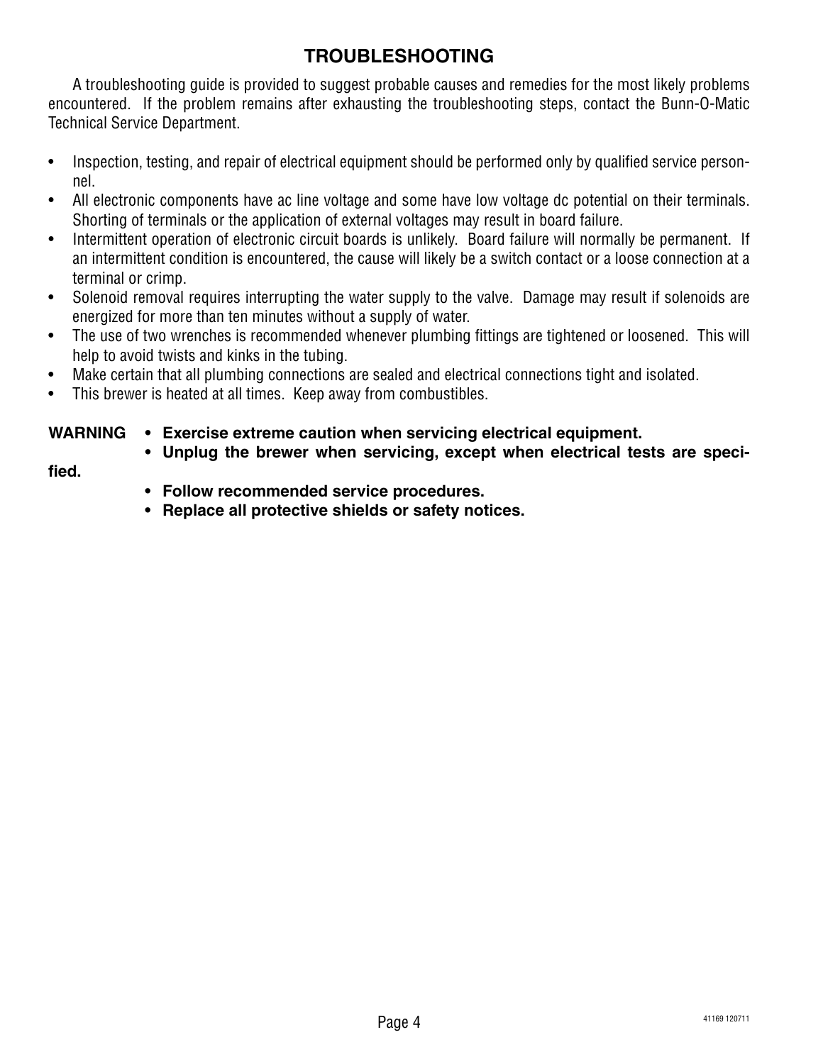# TROUBLESHOOTING

A troubleshooting guide is provided to suggest probable causes and remedies for the most likely problems encountered. If the problem remains after exhausting the troubleshooting steps, contact the Bunn-O-Matic Technical Service Department.

- Inspection, testing, and repair of electrical equipment should be performed only by qualified service personnel.
- All electronic components have ac line voltage and some have low voltage dc potential on their terminals. Shorting of terminals or the application of external voltages may result in board failure.
- Intermittent operation of electronic circuit boards is unlikely. Board failure will normally be permanent. If an intermittent condition is encountered, the cause will likely be a switch contact or a loose connection at a terminal or crimp.
- Solenoid removal requires interrupting the water supply to the valve. Damage may result if solenoids are energized for more than ten minutes without a supply of water.
- The use of two wrenches is recommended whenever plumbing fittings are tightened or loosened. This will help to avoid twists and kinks in the tubing.
- Make certain that all plumbing connections are sealed and electrical connections tight and isolated.
- This brewer is heated at all times. Keep away from combustibles.

**WARNING**
- **Exercise extreme caution when servicing electrical equipment.**
- **Unplug the brewer when servicing, except when electrical tests are specified.**
- **Follow recommended service procedures.**
- **Replace all protective shields or safety notices.**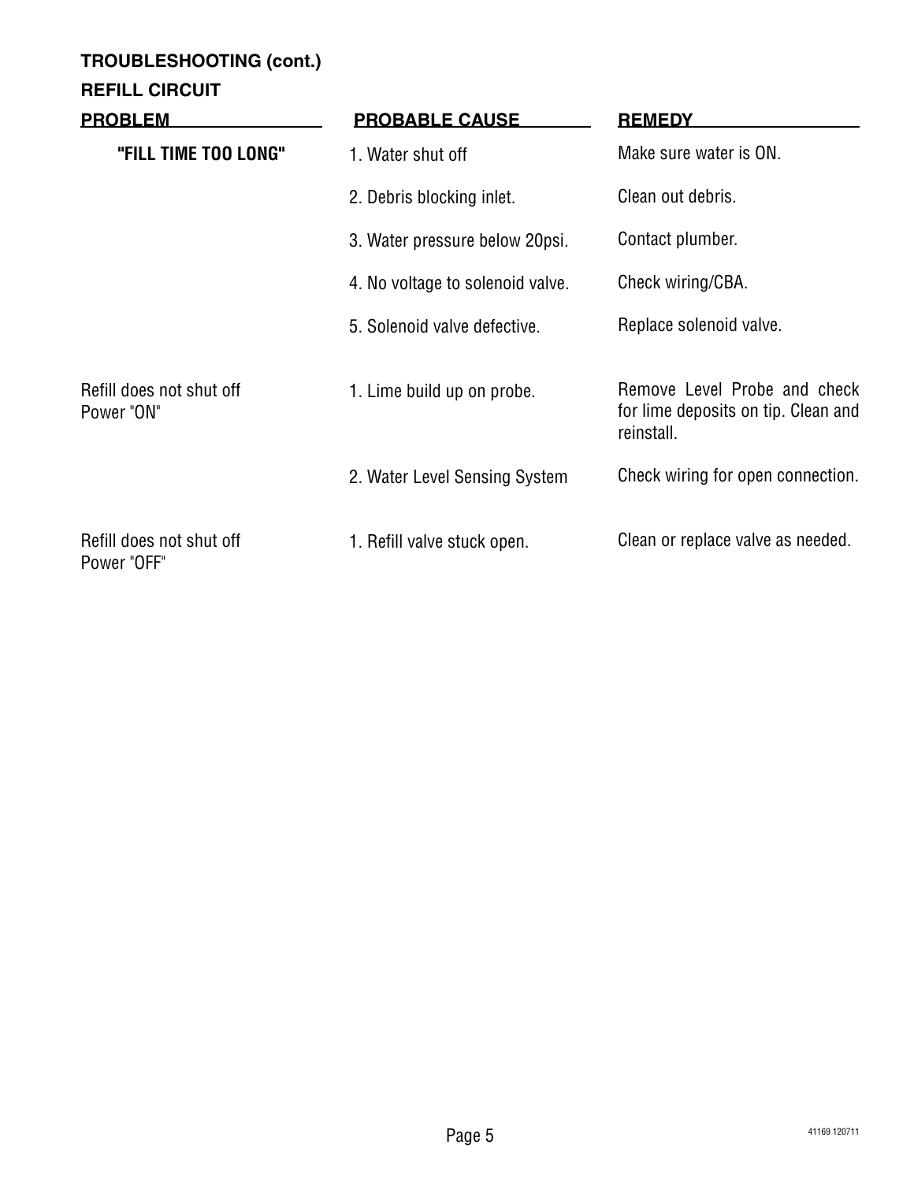**TROUBLESHOOTING (cont.)**

**REFILL CIRCUIT**

| PROBLEM | PROBABLE CAUSE | REMEDY |
| --- | --- | --- |
| **"FILL TIME TOO LONG"** | 1. Water shut off | Make sure water is ON. |
| | 2. Debris blocking inlet. | Clean out debris. |
| | 3. Water pressure below 20psi. | Contact plumber. |
| | 4. No voltage to solenoid valve. | Check wiring/CBA. |
| | 5. Solenoid valve defective. | Replace solenoid valve. |
| Refill does not shut off Power "ON" | 1. Lime build up on probe. | Remove Level Probe and check for lime deposits on tip. Clean and reinstall. |
| | 2. Water Level Sensing System | Check wiring for open connection. |
| Refill does not shut off Power "OFF" | 1. Refill valve stuck open. | Clean or replace valve as needed. |

41169 120711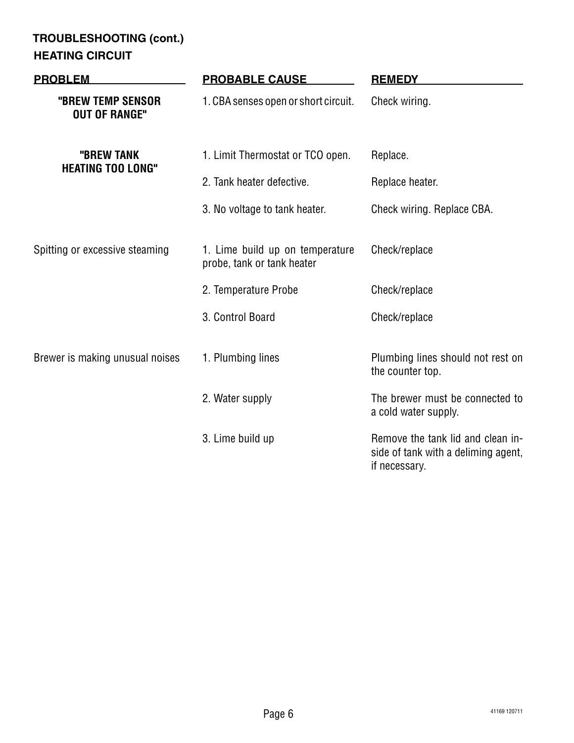## TROUBLESHOOTING (cont.)

### HEATING CIRCUIT

| PROBLEM | PROBABLE CAUSE | REMEDY |
|---|---|---|
| **"BREW TEMP SENSOR OUT OF RANGE"** | 1. CBA senses open or short circuit. | Check wiring. |
| **"BREW TANK HEATING TOO LONG"** | 1. Limit Thermostat or TCO open. | Replace. |
| | 2. Tank heater defective. | Replace heater. |
| | 3. No voltage to tank heater. | Check wiring. Replace CBA. |
| Spitting or excessive steaming | 1. Lime build up on temperature probe, tank or tank heater | Check/replace |
| | 2. Temperature Probe | Check/replace |
| | 3. Control Board | Check/replace |
| Brewer is making unusual noises | 1. Plumbing lines | Plumbing lines should not rest on the counter top. |
| | 2. Water supply | The brewer must be connected to a cold water supply. |
| | 3. Lime build up | Remove the tank lid and clean inside of tank with a deliming agent, if necessary. |

41169 120711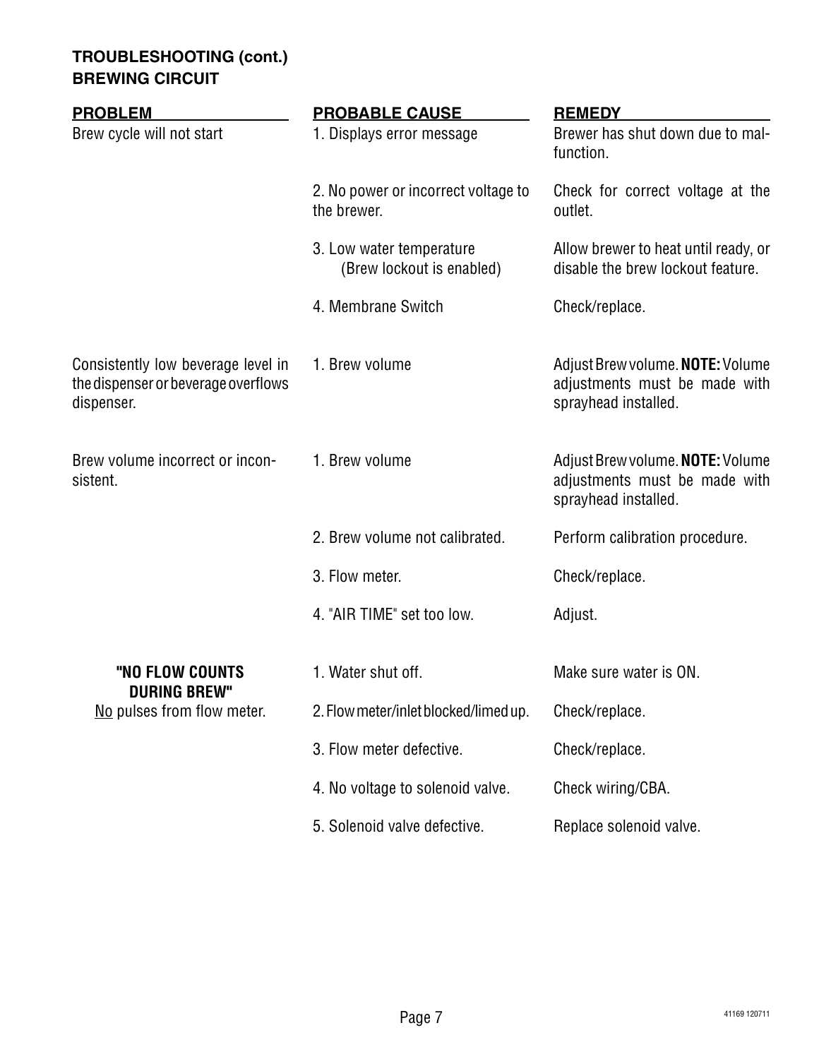## TROUBLESHOOTING (cont.)
## BREWING CIRCUIT

| PROBLEM | PROBABLE CAUSE | REMEDY |
|---|---|---|
| Brew cycle will not start | 1. Displays error message | Brewer has shut down due to malfunction. |
| | 2. No power or incorrect voltage to the brewer. | Check for correct voltage at the outlet. |
| | 3. Low water temperature (Brew lockout is enabled) | Allow brewer to heat until ready, or disable the brew lockout feature. |
| | 4. Membrane Switch | Check/replace. |
| Consistently low beverage level in the dispenser or beverage overflows dispenser. | 1. Brew volume | Adjust Brew volume. **NOTE:** Volume adjustments must be made with sprayhead installed. |
| Brew volume incorrect or inconsistent. | 1. Brew volume | Adjust Brew volume. **NOTE:** Volume adjustments must be made with sprayhead installed. |
| | 2. Brew volume not calibrated. | Perform calibration procedure. |
| | 3. Flow meter. | Check/replace. |
| | 4. "AIR TIME" set too low. | Adjust. |
| **"NO FLOW COUNTS DURING BREW"** No pulses from flow meter. | 1. Water shut off. | Make sure water is ON. |
| | 2. Flow meter/inlet blocked/limed up. | Check/replace. |
| | 3. Flow meter defective. | Check/replace. |
| | 4. No voltage to solenoid valve. | Check wiring/CBA. |
| | 5. Solenoid valve defective. | Replace solenoid valve. |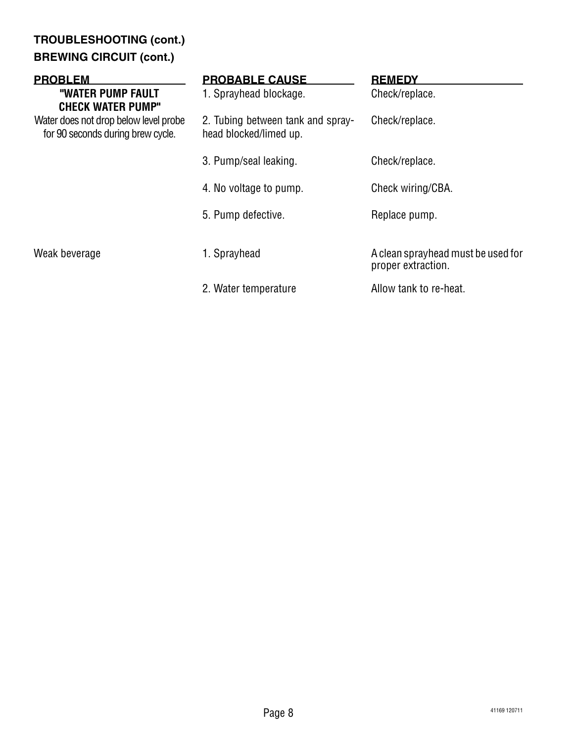### TROUBLESHOOTING (cont.)

### BREWING CIRCUIT (cont.)

| PROBLEM | PROBABLE CAUSE | REMEDY |
| --- | --- | --- |
| **"WATER PUMP FAULT CHECK WATER PUMP"** Water does not drop below level probe for 90 seconds during brew cycle. | 1. Sprayhead blockage. | Check/replace. |
| | 2. Tubing between tank and sprayhead blocked/limed up. | Check/replace. |
| | 3. Pump/seal leaking. | Check/replace. |
| | 4. No voltage to pump. | Check wiring/CBA. |
| | 5. Pump defective. | Replace pump. |
| Weak beverage | 1. Sprayhead | A clean sprayhead must be used for proper extraction. |
| | 2. Water temperature | Allow tank to re-heat. |

41169 120711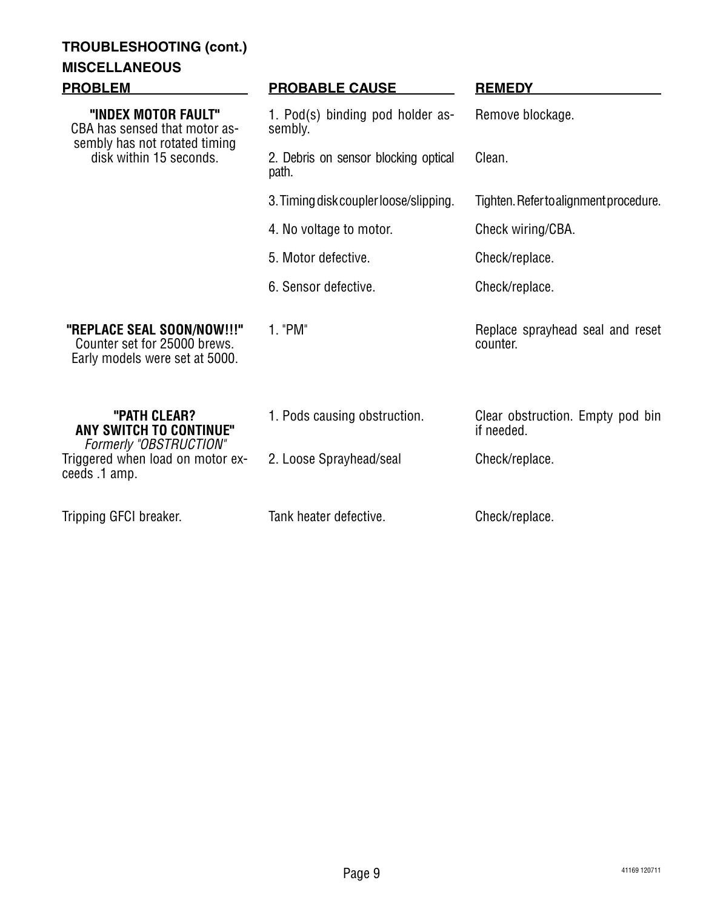## TROUBLESHOOTING (cont.)

### MISCELLANEOUS

| PROBLEM | PROBABLE CAUSE | REMEDY |
|---|---|---|
| **"INDEX MOTOR FAULT"** CBA has sensed that motor assembly has not rotated timing disk within 15 seconds. | 1. Pod(s) binding pod holder assembly. | Remove blockage. |
| | 2. Debris on sensor blocking optical path. | Clean. |
| | 3. Timing disk coupler loose/slipping. | Tighten. Refer to alignment procedure. |
| | 4. No voltage to motor. | Check wiring/CBA. |
| | 5. Motor defective. | Check/replace. |
| | 6. Sensor defective. | Check/replace. |
| **"REPLACE SEAL SOON/NOW!!!"** Counter set for 25000 brews. Early models were set at 5000. | 1. "PM" | Replace sprayhead seal and reset counter. |
| **"PATH CLEAR? ANY SWITCH TO CONTINUE"** *Formerly "OBSTRUCTION"* Triggered when load on motor exceeds .1 amp. | 1. Pods causing obstruction. | Clear obstruction. Empty pod bin if needed. |
| | 2. Loose Sprayhead/seal | Check/replace. |
| Tripping GFCI breaker. | Tank heater defective. | Check/replace. |

41169 120711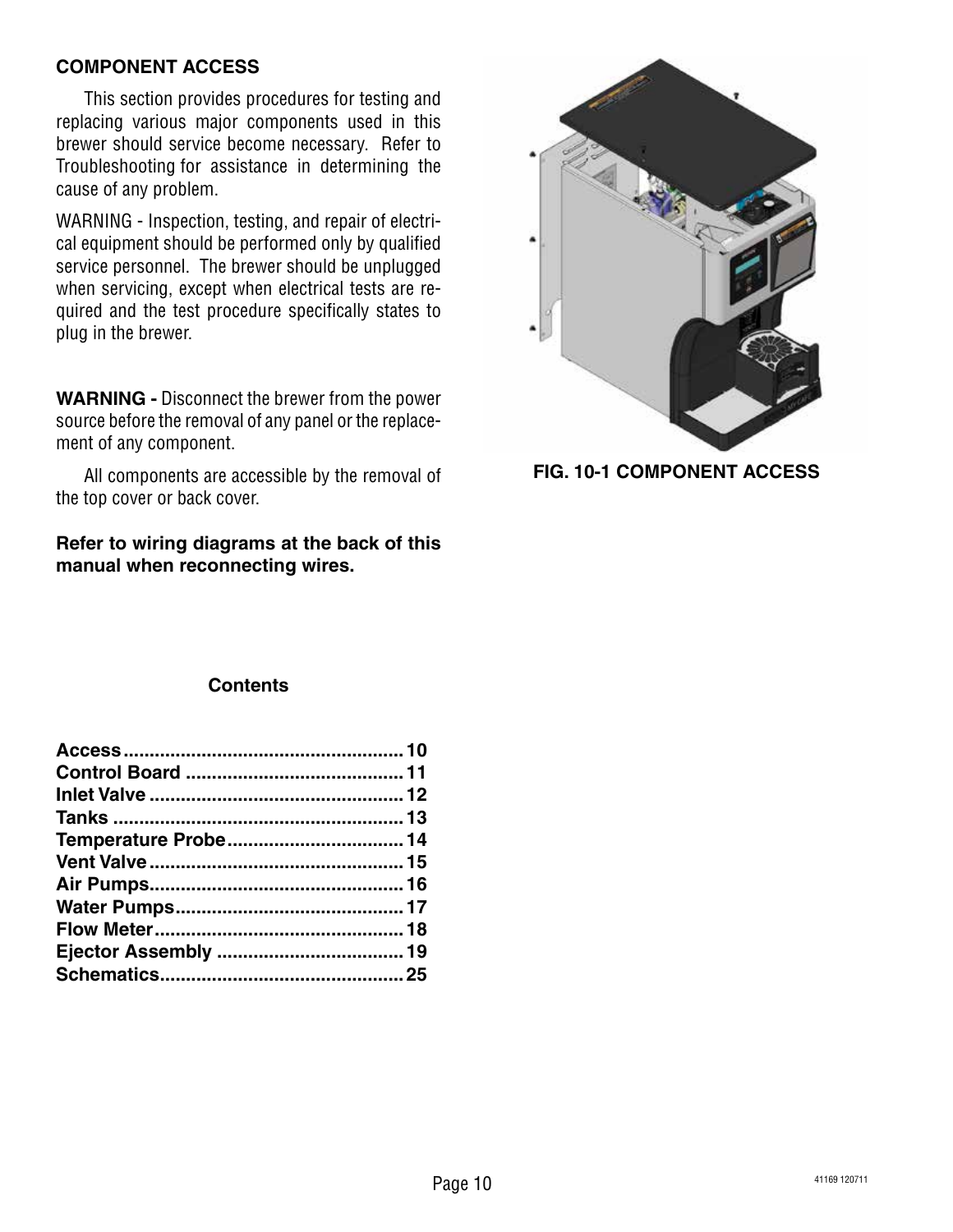## COMPONENT ACCESS

This section provides procedures for testing and replacing various major components used in this brewer should service become necessary. Refer to Troubleshooting for assistance in determining the cause of any problem.

WARNING - Inspection, testing, and repair of electrical equipment should be performed only by qualified service personnel. The brewer should be unplugged when servicing, except when electrical tests are required and the test procedure specifically states to plug in the brewer.

**WARNING -** Disconnect the brewer from the power source before the removal of any panel or the replacement of any component.

All components are accessible by the removal of the top cover or back cover.

**Refer to wiring diagrams at the back of this manual when reconnecting wires.**

**FIG. 10-1 COMPONENT ACCESS**

### Contents

| | |
|---|---|
| **Access** | **10** |
| **Control Board** | **11** |
| **Inlet Valve** | **12** |
| **Tanks** | **13** |
| **Temperature Probe** | **14** |
| **Vent Valve** | **15** |
| **Air Pumps** | **16** |
| **Water Pumps** | **17** |
| **Flow Meter** | **18** |
| **Ejector Assembly** | **19** |
| **Schematics** | **25** |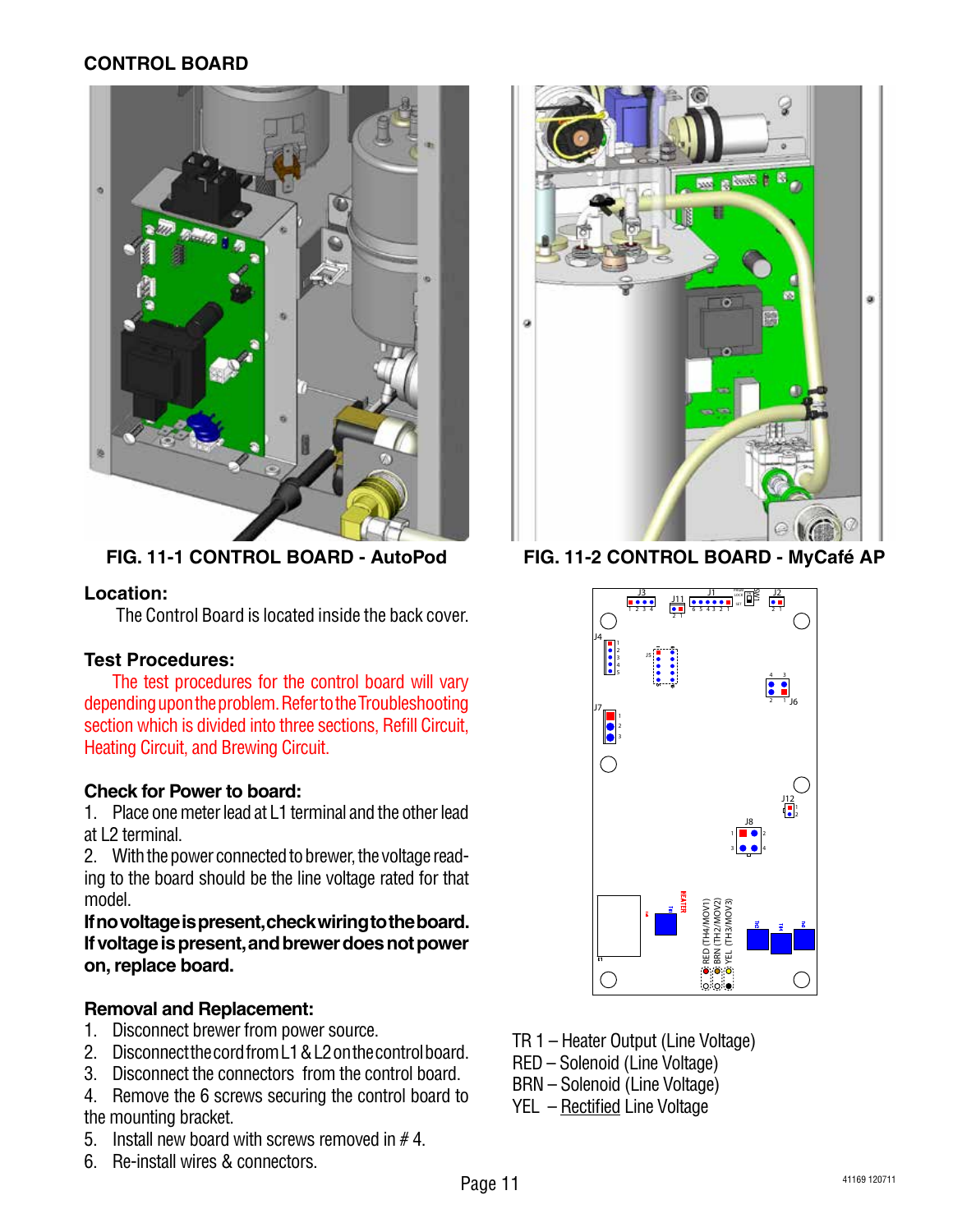## CONTROL BOARD

FIG. 11-1 CONTROL BOARD - AutoPod

FIG. 11-2 CONTROL BOARD - MyCafé AP

### Location:

The Control Board is located inside the back cover.

### Test Procedures:

The test procedures for the control board will vary depending upon the problem. Refer to the Troubleshooting section which is divided into three sections, Refill Circuit, Heating Circuit, and Brewing Circuit.

### Check for Power to board:

1. Place one meter lead at L1 terminal and the other lead at L2 terminal.
2. With the power connected to brewer, the voltage reading to the board should be the line voltage rated for that model.

**If no voltage is present, check wiring to the board. If voltage is present, and brewer does not power on, replace board.**

### Removal and Replacement:

1. Disconnect brewer from power source.
2. Disconnect the cord from L1 & L2 on the control board.
3. Disconnect the connectors from the control board.
4. Remove the 6 screws securing the control board to the mounting bracket.
5. Install new board with screws removed in # 4.
6. Re-install wires & connectors.

TR 1 – Heater Output (Line Voltage)
RED – Solenoid (Line Voltage)
BRN – Solenoid (Line Voltage)
YEL – Rectified Line Voltage

41169 120711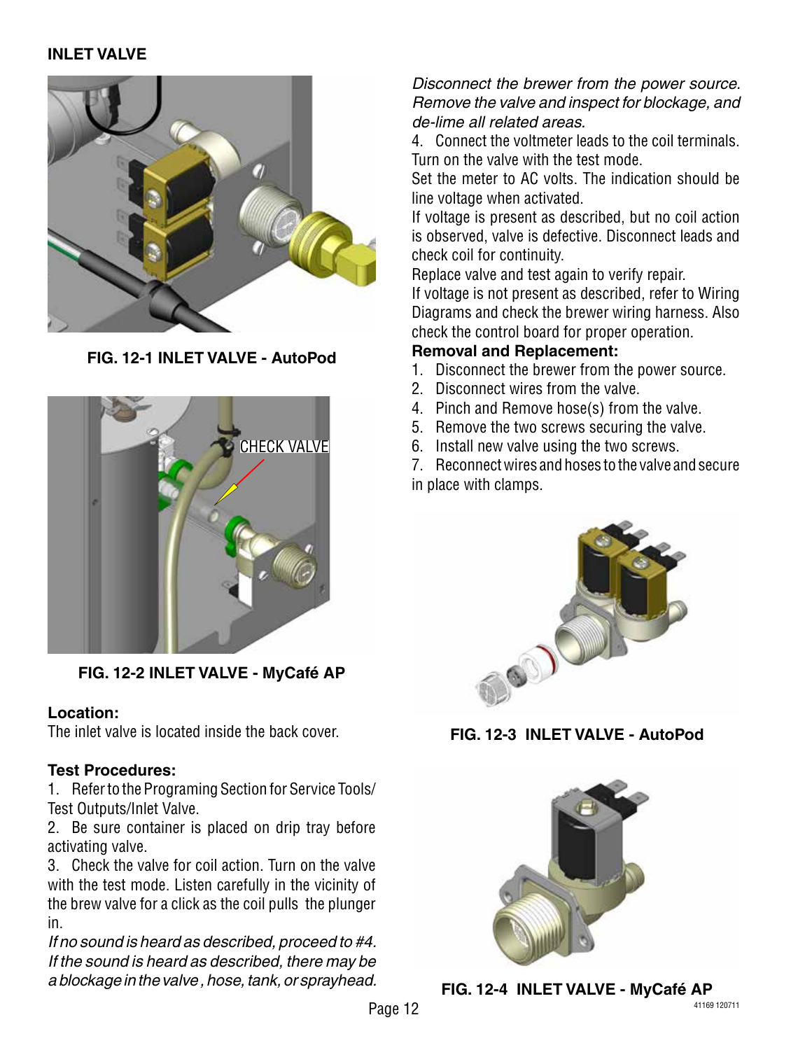## INLET VALVE

FIG. 12-1 INLET VALVE - AutoPod

CHECK VALVE

FIG. 12-2 INLET VALVE - MyCafé AP

**Location:**
The inlet valve is located inside the back cover.

**Test Procedures:**

1. Refer to the Programing Section for Service Tools/ Test Outputs/Inlet Valve.
2. Be sure container is placed on drip tray before activating valve.
3. Check the valve for coil action. Turn on the valve with the test mode. Listen carefully in the vicinity of the brew valve for a click as the coil pulls the plunger in.

*If no sound is heard as described, proceed to #4. If the sound is heard as described, there may be a blockage in the valve , hose, tank, or sprayhead. Disconnect the brewer from the power source. Remove the valve and inspect for blockage, and de-lime all related areas.*

4. Connect the voltmeter leads to the coil terminals. Turn on the valve with the test mode.
Set the meter to AC volts. The indication should be line voltage when activated.
If voltage is present as described, but no coil action is observed, valve is defective. Disconnect leads and check coil for continuity.
Replace valve and test again to verify repair.
If voltage is not present as described, refer to Wiring Diagrams and check the brewer wiring harness. Also check the control board for proper operation.

**Removal and Replacement:**

1. Disconnect the brewer from the power source.
2. Disconnect wires from the valve.
4. Pinch and Remove hose(s) from the valve.
5. Remove the two screws securing the valve.
6. Install new valve using the two screws.
7. Reconnect wires and hoses to the valve and secure in place with clamps.

FIG. 12-3 INLET VALVE - AutoPod

FIG. 12-4 INLET VALVE - MyCafé AP

41169 120711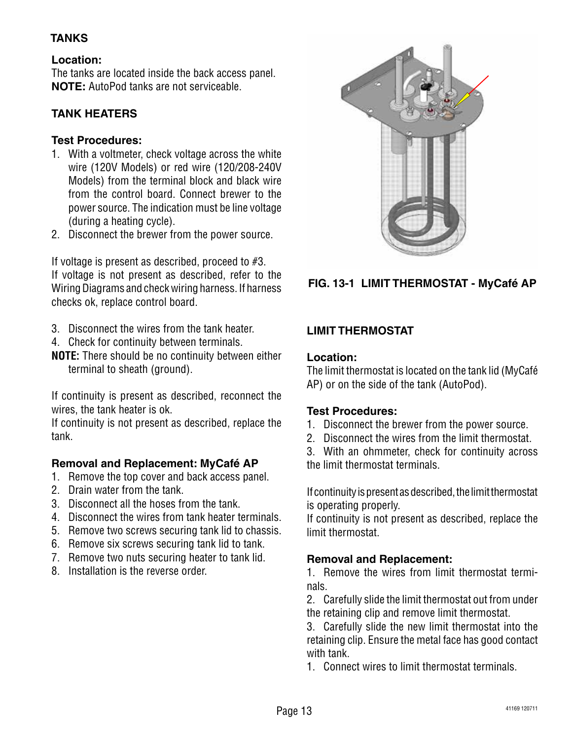## TANKS

### Location:

The tanks are located inside the back access panel.
**NOTE:** AutoPod tanks are not serviceable.

## TANK HEATERS

### Test Procedures:

1. With a voltmeter, check voltage across the white wire (120V Models) or red wire (120/208-240V Models) from the terminal block and black wire from the control board. Connect brewer to the power source. The indication must be line voltage (during a heating cycle).
2. Disconnect the brewer from the power source.

If voltage is present as described, proceed to #3.
If voltage is not present as described, refer to the Wiring Diagrams and check wiring harness. If harness checks ok, replace control board.

3. Disconnect the wires from the tank heater.
4. Check for continuity between terminals.

**NOTE:** There should be no continuity between either terminal to sheath (ground).

If continuity is present as described, reconnect the wires, the tank heater is ok.
If continuity is not present as described, replace the tank.

### Removal and Replacement: MyCafé AP

1. Remove the top cover and back access panel.
2. Drain water from the tank.
3. Disconnect all the hoses from the tank.
4. Disconnect the wires from tank heater terminals.
5. Remove two screws securing tank lid to chassis.
6. Remove six screws securing tank lid to tank.
7. Remove two nuts securing heater to tank lid.
8. Installation is the reverse order.

**FIG. 13-1 LIMIT THERMOSTAT - MyCafé AP**

## LIMIT THERMOSTAT

### Location:

The limit thermostat is located on the tank lid (MyCafé AP) or on the side of the tank (AutoPod).

### Test Procedures:

1. Disconnect the brewer from the power source.
2. Disconnect the wires from the limit thermostat.
3. With an ohmmeter, check for continuity across the limit thermostat terminals.

If continuity is present as described, the limit thermostat is operating properly.
If continuity is not present as described, replace the limit thermostat.

### Removal and Replacement:

1. Remove the wires from limit thermostat terminals.
2. Carefully slide the limit thermostat out from under the retaining clip and remove limit thermostat.
3. Carefully slide the new limit thermostat into the retaining clip. Ensure the metal face has good contact with tank.
1. Connect wires to limit thermostat terminals.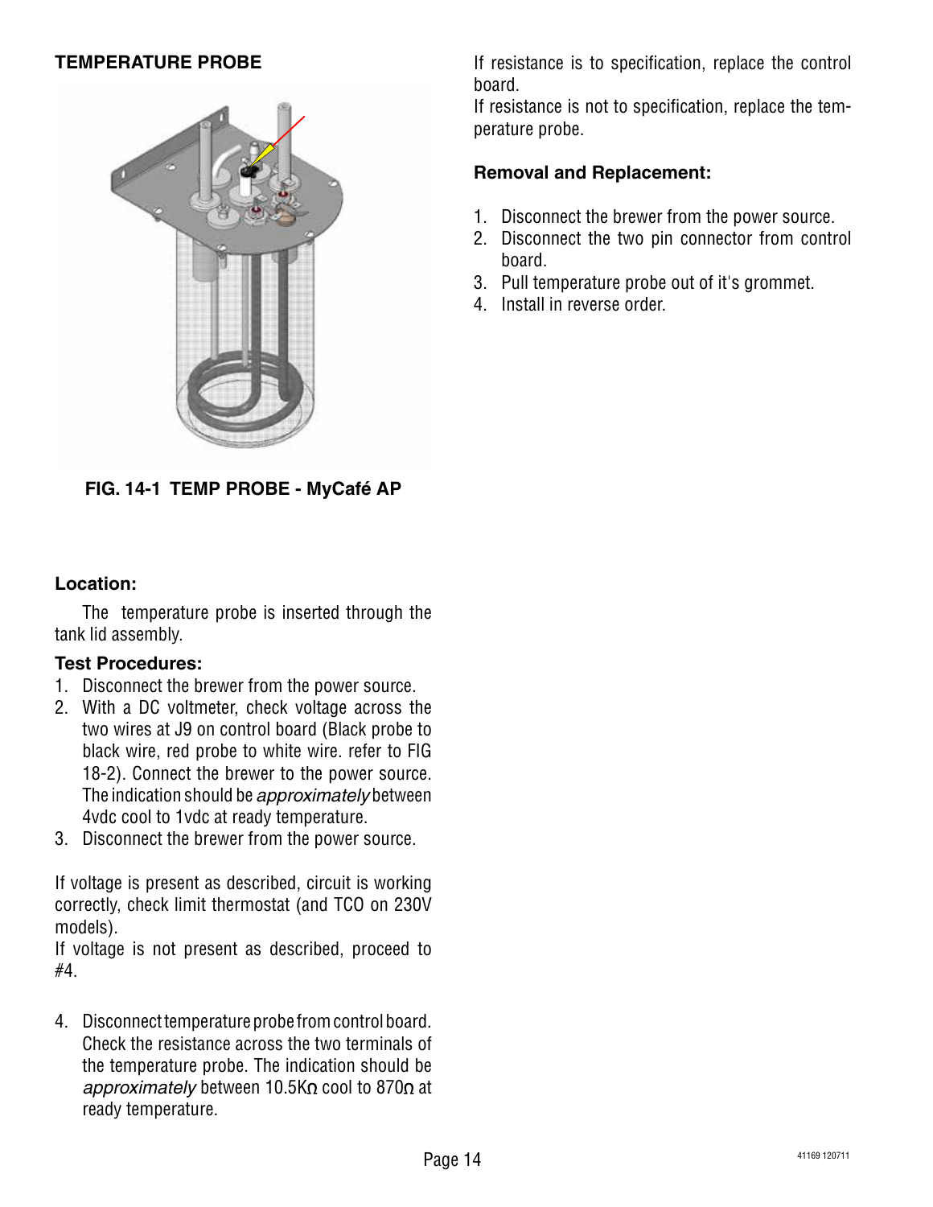## TEMPERATURE PROBE

**FIG. 14-1 TEMP PROBE - MyCafé AP**

**Location:**

The temperature probe is inserted through the tank lid assembly.

**Test Procedures:**

1. Disconnect the brewer from the power source.
2. With a DC voltmeter, check voltage across the two wires at J9 on control board (Black probe to black wire, red probe to white wire. refer to FIG 18-2). Connect the brewer to the power source. The indication should be *approximately* between 4vdc cool to 1vdc at ready temperature.
3. Disconnect the brewer from the power source.

If voltage is present as described, circuit is working correctly, check limit thermostat (and TCO on 230V models).
If voltage is not present as described, proceed to #4.

4. Disconnect temperature probe from control board. Check the resistance across the two terminals of the temperature probe. The indication should be *approximately* between 10.5KΩ cool to 870Ω at ready temperature.

If resistance is to specification, replace the control board.
If resistance is not to specification, replace the temperature probe.

**Removal and Replacement:**

1. Disconnect the brewer from the power source.
2. Disconnect the two pin connector from control board.
3. Pull temperature probe out of it's grommet.
4. Install in reverse order.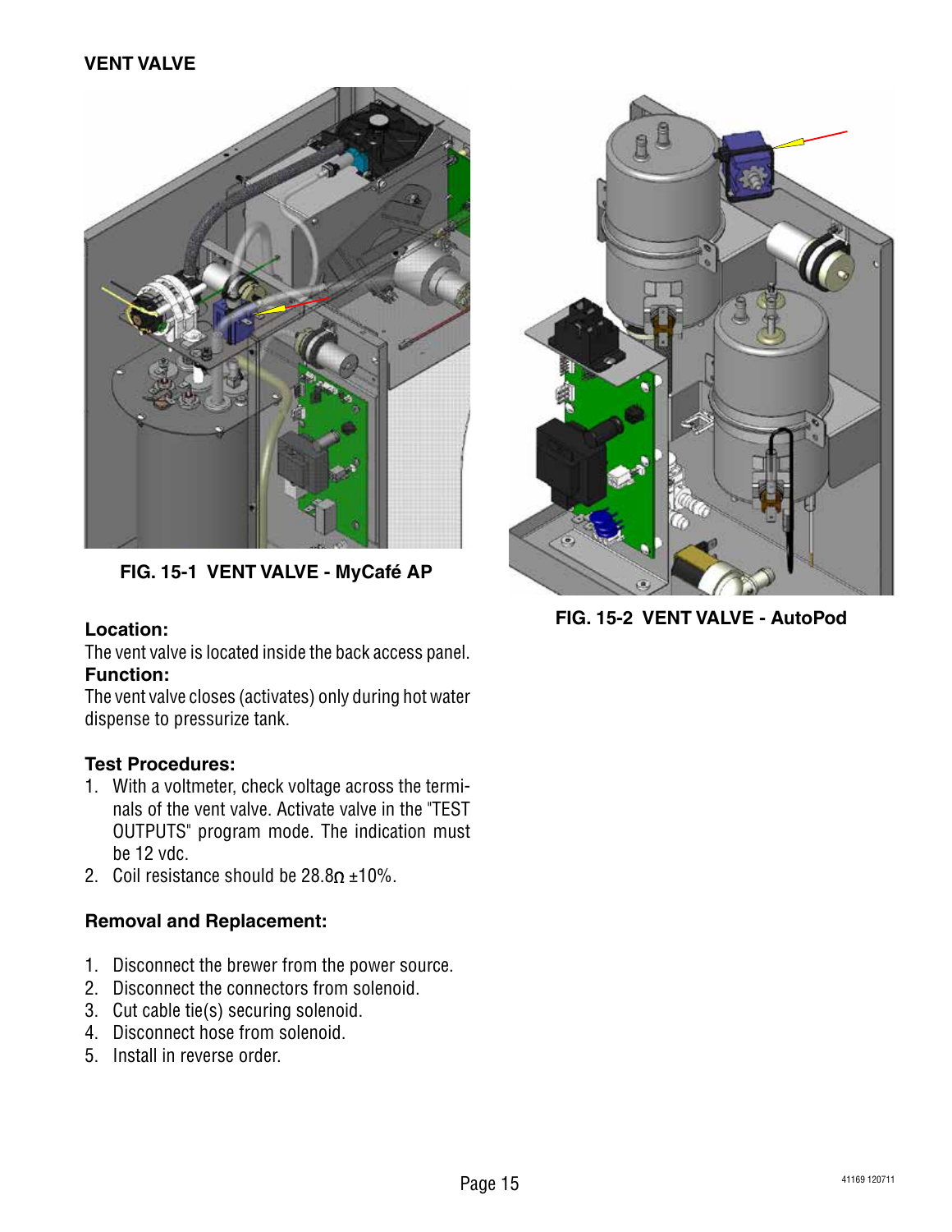## VENT VALVE

FIG. 15-1 VENT VALVE - MyCafé AP

FIG. 15-2 VENT VALVE - AutoPod

**Location:**
The vent valve is located inside the back access panel.

**Function:**
The vent valve closes (activates) only during hot water dispense to pressurize tank.

**Test Procedures:**

1. With a voltmeter, check voltage across the terminals of the vent valve. Activate valve in the "TEST OUTPUTS" program mode. The indication must be 12 vdc.
2. Coil resistance should be 28.8Ω ±10%.

**Removal and Replacement:**

1. Disconnect the brewer from the power source.
2. Disconnect the connectors from solenoid.
3. Cut cable tie(s) securing solenoid.
4. Disconnect hose from solenoid.
5. Install in reverse order.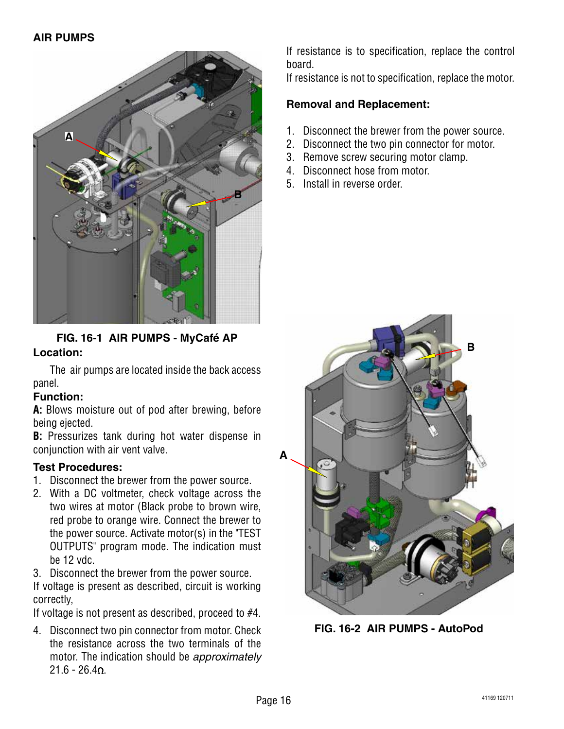## AIR PUMPS

FIG. 16-1 AIR PUMPS - MyCafé AP

**Location:**

The air pumps are located inside the back access panel.

**Function:**

**A:** Blows moisture out of pod after brewing, before being ejected.

**B:** Pressurizes tank during hot water dispense in conjunction with air vent valve.

**Test Procedures:**

1. Disconnect the brewer from the power source.
2. With a DC voltmeter, check voltage across the two wires at motor (Black probe to brown wire, red probe to orange wire. Connect the brewer to the power source. Activate motor(s) in the "TEST OUTPUTS" program mode. The indication must be 12 vdc.
3. Disconnect the brewer from the power source.

If voltage is present as described, circuit is working correctly,

If voltage is not present as described, proceed to #4.

4. Disconnect two pin connector from motor. Check the resistance across the two terminals of the motor. The indication should be *approximately* 21.6 - 26.4Ω.

If resistance is to specification, replace the control board.

If resistance is not to specification, replace the motor.

**Removal and Replacement:**

1. Disconnect the brewer from the power source.
2. Disconnect the two pin connector for motor.
3. Remove screw securing motor clamp.
4. Disconnect hose from motor.
5. Install in reverse order.

FIG. 16-2 AIR PUMPS - AutoPod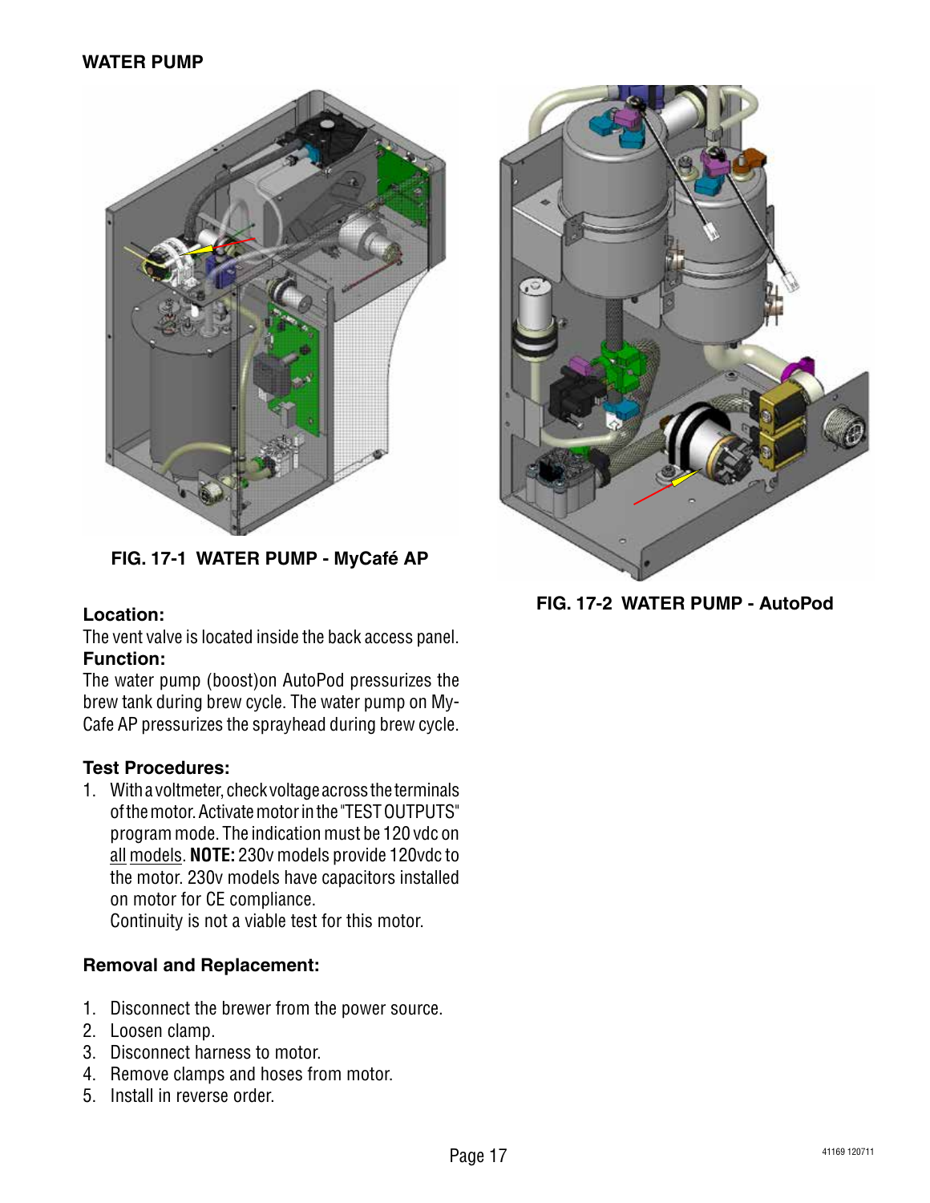## WATER PUMP

FIG. 17-1 WATER PUMP - MyCafé AP

FIG. 17-2 WATER PUMP - AutoPod

**Location:**

The vent valve is located inside the back access panel.

**Function:**

The water pump (boost)on AutoPod pressurizes the brew tank during brew cycle. The water pump on My-Cafe AP pressurizes the sprayhead during brew cycle.

**Test Procedures:**

1. With a voltmeter, check voltage across the terminals of the motor. Activate motor in the "TEST OUTPUTS" program mode. The indication must be 120 vdc on all models. **NOTE:** 230v models provide 120vdc to the motor. 230v models have capacitors installed on motor for CE compliance.
   Continuity is not a viable test for this motor.

**Removal and Replacement:**

1. Disconnect the brewer from the power source.
2. Loosen clamp.
3. Disconnect harness to motor.
4. Remove clamps and hoses from motor.
5. Install in reverse order.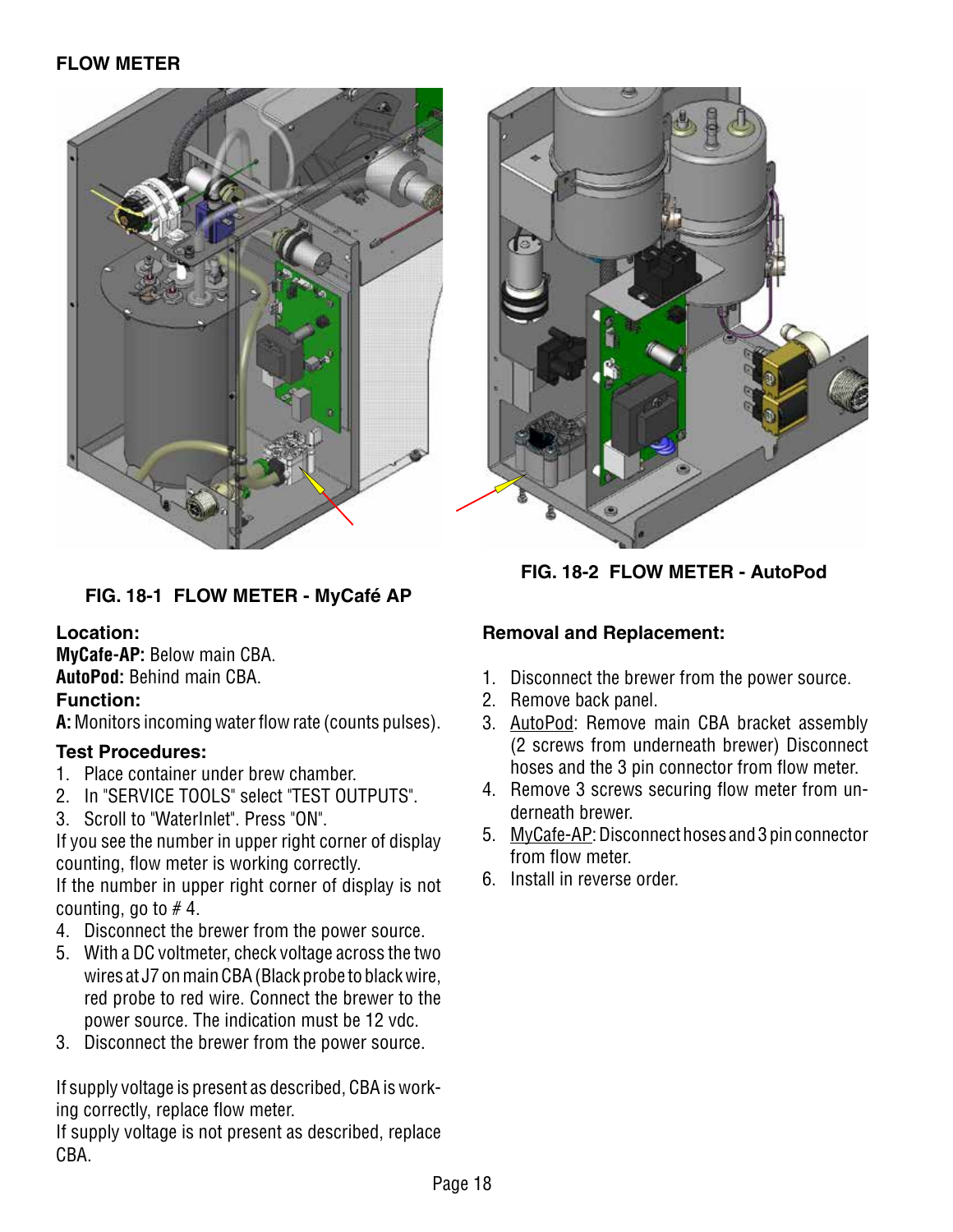## FLOW METER

FIG. 18-1 FLOW METER - MyCafé AP

FIG. 18-2 FLOW METER - AutoPod

**Location:**

**MyCafe-AP:** Below main CBA.

**AutoPod:** Behind main CBA.

**Function:**

**A:** Monitors incoming water flow rate (counts pulses).

**Test Procedures:**

1. Place container under brew chamber.
2. In "SERVICE TOOLS" select "TEST OUTPUTS".
3. Scroll to "WaterInlet". Press "ON".

If you see the number in upper right corner of display counting, flow meter is working correctly.

If the number in upper right corner of display is not counting, go to # 4.

4. Disconnect the brewer from the power source.
5. With a DC voltmeter, check voltage across the two wires at J7 on main CBA (Black probe to black wire, red probe to red wire. Connect the brewer to the power source. The indication must be 12 vdc.
3. Disconnect the brewer from the power source.

If supply voltage is present as described, CBA is working correctly, replace flow meter.

If supply voltage is not present as described, replace CBA.

**Removal and Replacement:**

1. Disconnect the brewer from the power source.
2. Remove back panel.
3. AutoPod: Remove main CBA bracket assembly (2 screws from underneath brewer) Disconnect hoses and the 3 pin connector from flow meter.
4. Remove 3 screws securing flow meter from underneath brewer.
5. MyCafe-AP: Disconnect hoses and 3 pin connector from flow meter.
6. Install in reverse order.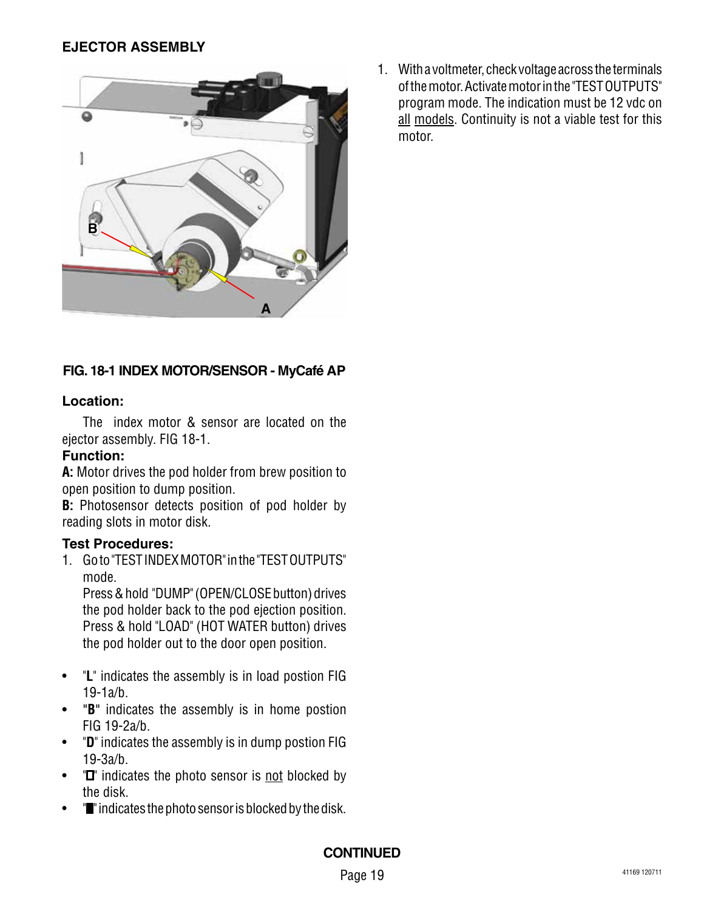## EJECTOR ASSEMBLY

**FIG. 18-1 INDEX MOTOR/SENSOR - MyCafé AP**

**Location:**

The index motor & sensor are located on the ejector assembly. FIG 18-1.

**Function:**

**A:** Motor drives the pod holder from brew position to open position to dump position.

**B:** Photosensor detects position of pod holder by reading slots in motor disk.

**Test Procedures:**

1. Go to "TEST INDEX MOTOR" in the "TEST OUTPUTS" mode.
   Press & hold "DUMP" (OPEN/CLOSE button) drives the pod holder back to the pod ejection position.
   Press & hold "LOAD" (HOT WATER button) drives the pod holder out to the door open position.

- "**L**" indicates the assembly is in load postion FIG 19-1a/b.
- "**B**" indicates the assembly is in home postion FIG 19-2a/b.
- "**D**" indicates the assembly is in dump postion FIG 19-3a/b.
- "**□**" indicates the photo sensor is not blocked by the disk.
- "**■**" indicates the photo sensor is blocked by the disk.

1. With a voltmeter, check voltage across the terminals of the motor. Activate motor in the "TEST OUTPUTS" program mode. The indication must be 12 vdc on all models. Continuity is not a viable test for this motor.

**CONTINUED**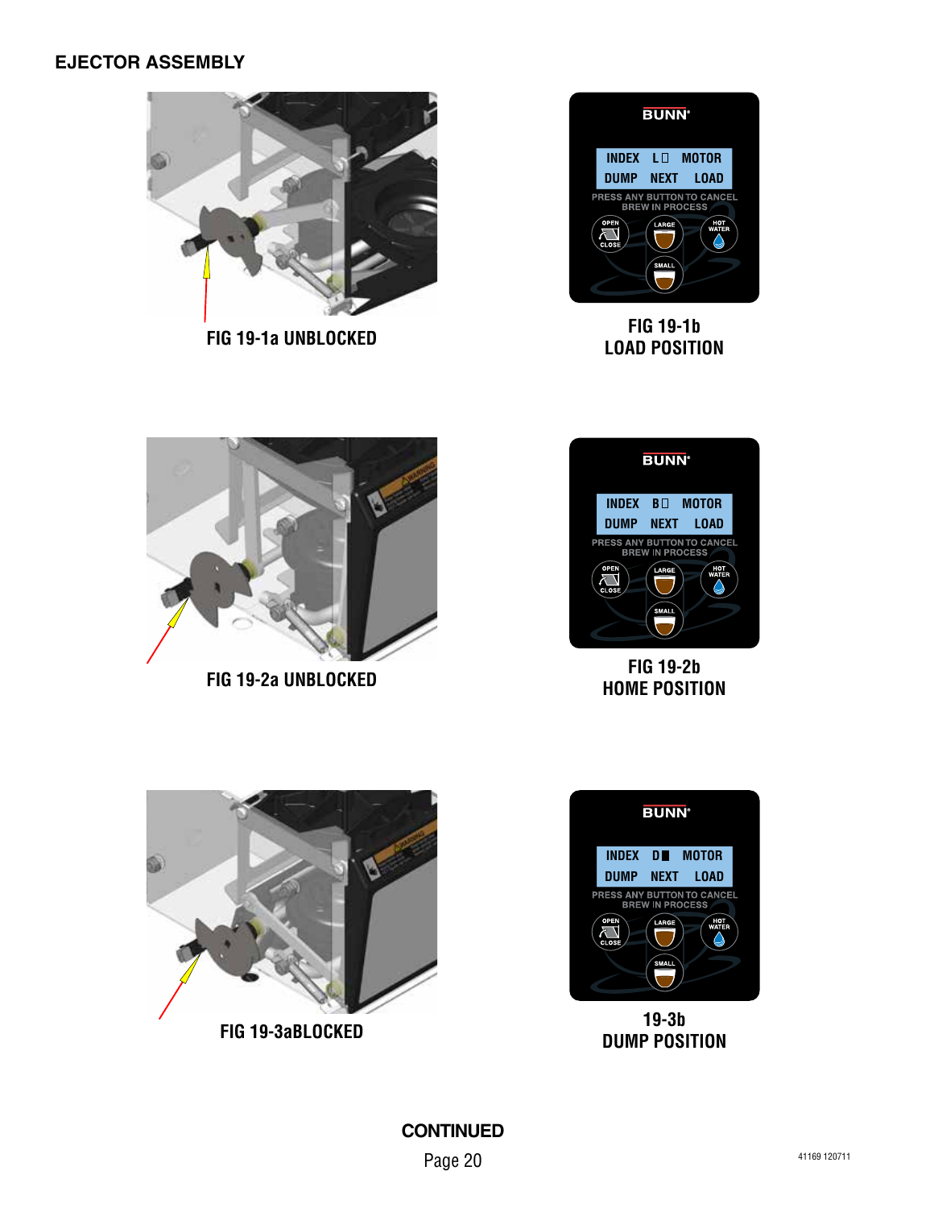## EJECTOR ASSEMBLY

FIG 19-1a UNBLOCKED

INDEX L MOTOR
DUMP NEXT LOAD

FIG 19-1b
LOAD POSITION

FIG 19-2a UNBLOCKED

INDEX B MOTOR
DUMP NEXT LOAD

FIG 19-2b
HOME POSITION

FIG 19-3aBLOCKED

INDEX D MOTOR
DUMP NEXT LOAD

19-3b
DUMP POSITION

**CONTINUED**

41169 120711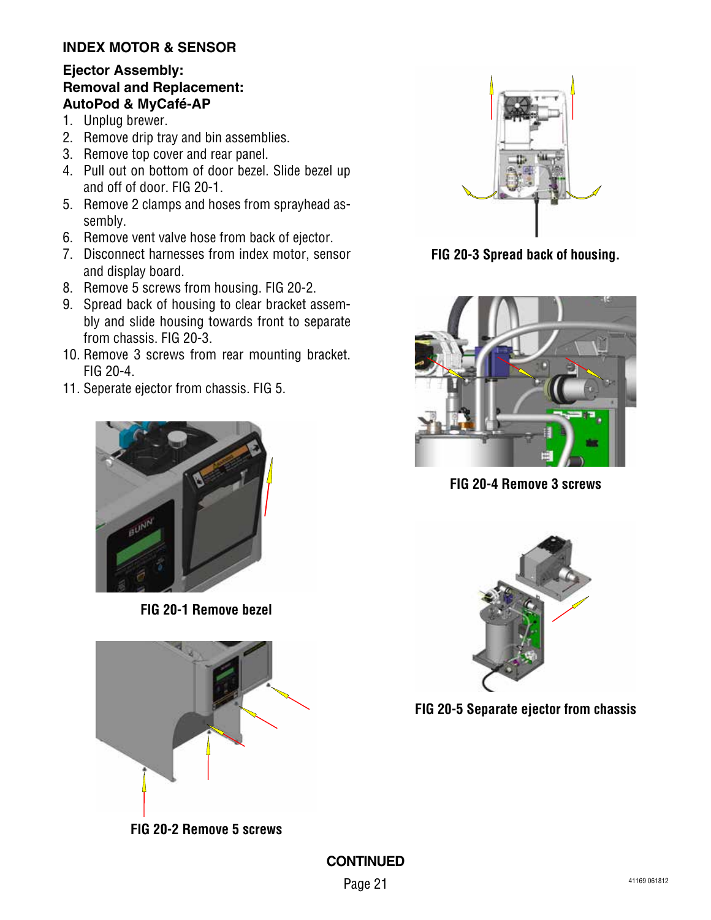## INDEX MOTOR & SENSOR

### Ejector Assembly: Removal and Replacement: AutoPod & MyCafé-AP

1. Unplug brewer.
2. Remove drip tray and bin assemblies.
3. Remove top cover and rear panel.
4. Pull out on bottom of door bezel. Slide bezel up and off of door. FIG 20-1.
5. Remove 2 clamps and hoses from sprayhead assembly.
6. Remove vent valve hose from back of ejector.
7. Disconnect harnesses from index motor, sensor and display board.
8. Remove 5 screws from housing. FIG 20-2.
9. Spread back of housing to clear bracket assembly and slide housing towards front to separate from chassis. FIG 20-3.
10. Remove 3 screws from rear mounting bracket. FIG 20-4.
11. Seperate ejector from chassis. FIG 5.

FIG 20-1 Remove bezel

FIG 20-2 Remove 5 screws

FIG 20-3 Spread back of housing.

FIG 20-4 Remove 3 screws

FIG 20-5 Separate ejector from chassis

**CONTINUED**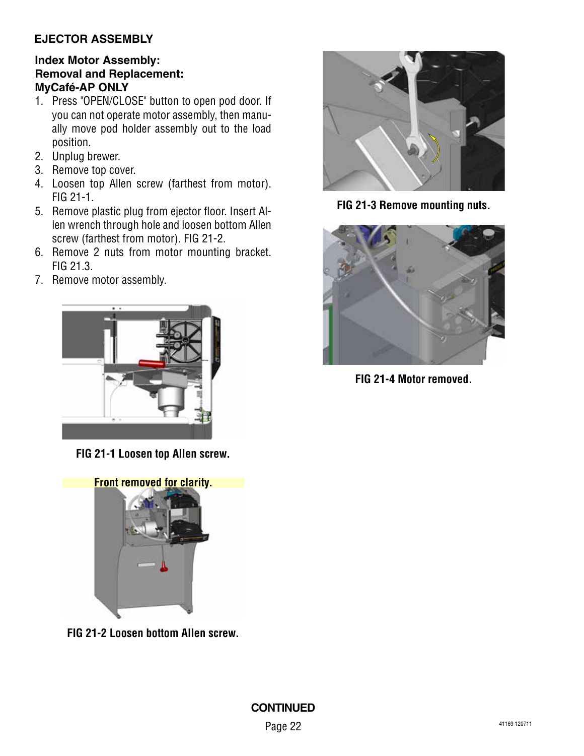## EJECTOR ASSEMBLY

### Index Motor Assembly: Removal and Replacement: MyCafé-AP ONLY

1. Press "OPEN/CLOSE" button to open pod door. If you can not operate motor assembly, then manually move pod holder assembly out to the load position.
2. Unplug brewer.
3. Remove top cover.
4. Loosen top Allen screw (farthest from motor). FIG 21-1.
5. Remove plastic plug from ejector floor. Insert Allen wrench through hole and loosen bottom Allen screw (farthest from motor). FIG 21-2.
6. Remove 2 nuts from motor mounting bracket. FIG 21.3.
7. Remove motor assembly.

**FIG 21-1 Loosen top Allen screw.**

Front removed for clarity.

**FIG 21-2 Loosen bottom Allen screw.**

**FIG 21-3 Remove mounting nuts.**

**FIG 21-4 Motor removed.**

**CONTINUED**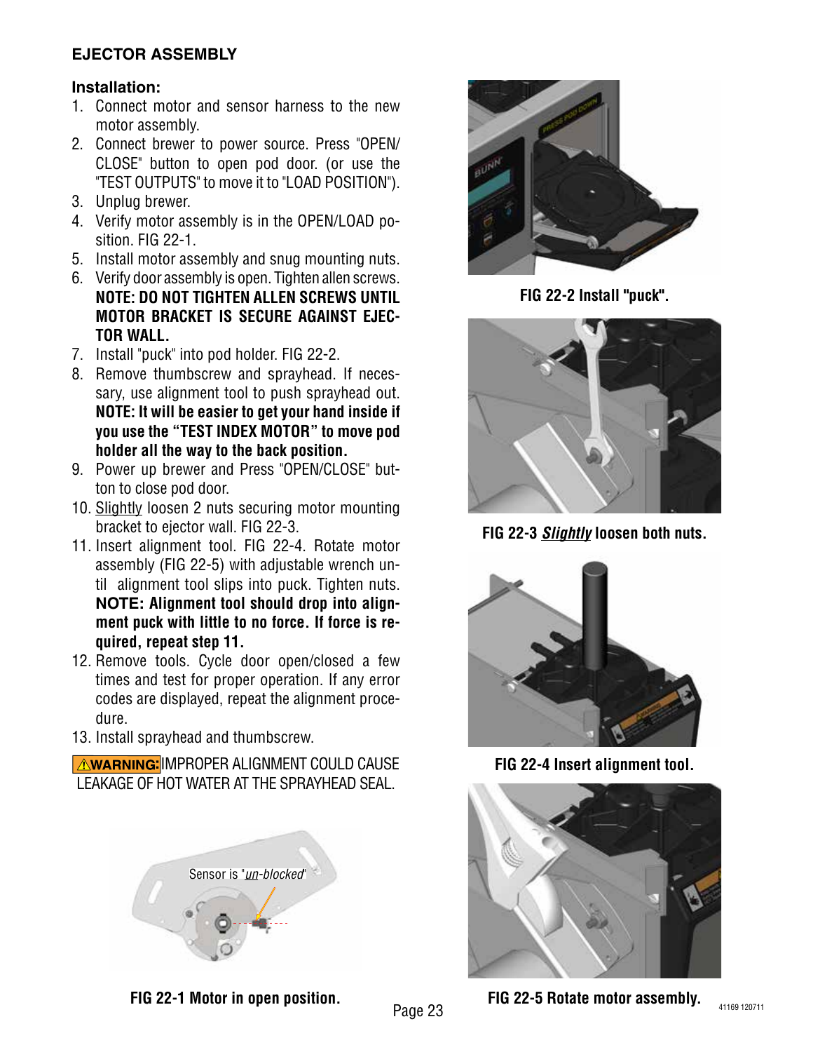## EJECTOR ASSEMBLY

### Installation:

1. Connect motor and sensor harness to the new motor assembly.
2. Connect brewer to power source. Press "OPEN/CLOSE" button to open pod door. (or use the "TEST OUTPUTS" to move it to "LOAD POSITION").
3. Unplug brewer.
4. Verify motor assembly is in the OPEN/LOAD position. FIG 22-1.
5. Install motor assembly and snug mounting nuts.
6. Verify door assembly is open. Tighten allen screws. **NOTE: DO NOT TIGHTEN ALLEN SCREWS UNTIL MOTOR BRACKET IS SECURE AGAINST EJECTOR WALL.**
7. Install "puck" into pod holder. FIG 22-2.
8. Remove thumbscrew and sprayhead. If necessary, use alignment tool to push sprayhead out. **NOTE: It will be easier to get your hand inside if you use the "TEST INDEX MOTOR" to move pod holder all the way to the back position.**
9. Power up brewer and Press "OPEN/CLOSE" button to close pod door.
10. Slightly loosen 2 nuts securing motor mounting bracket to ejector wall. FIG 22-3.
11. Insert alignment tool. FIG 22-4. Rotate motor assembly (FIG 22-5) with adjustable wrench until alignment tool slips into puck. Tighten nuts. **NOTE: Alignment tool should drop into alignment puck with little to no force. If force is required, repeat step 11.**
12. Remove tools. Cycle door open/closed a few times and test for proper operation. If any error codes are displayed, repeat the alignment procedure.
13. Install sprayhead and thumbscrew.

**⚠WARNING:** IMPROPER ALIGNMENT COULD CAUSE LEAKAGE OF HOT WATER AT THE SPRAYHEAD SEAL.

Sensor is "*un-blocked*"

**FIG 22-1 Motor in open position.**

**FIG 22-2 Install "puck".**

**FIG 22-3 *Slightly* loosen both nuts.**

**FIG 22-4 Insert alignment tool.**

**FIG 22-5 Rotate motor assembly.**

41169 120711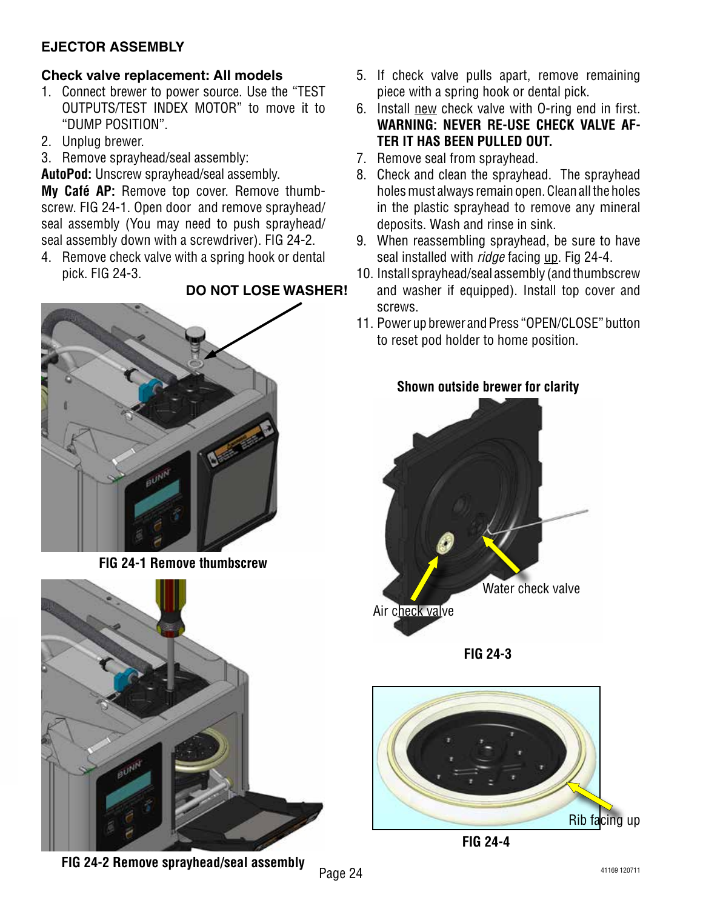## EJECTOR ASSEMBLY

### Check valve replacement: All models

1. Connect brewer to power source. Use the “TEST OUTPUTS/TEST INDEX MOTOR” to move it to “DUMP POSITION”.
2. Unplug brewer.
3. Remove sprayhead/seal assembly:

**AutoPod:** Unscrew sprayhead/seal assembly.

**My Café AP:** Remove top cover. Remove thumbscrew. FIG 24-1. Open door and remove sprayhead/seal assembly (You may need to push sprayhead/seal assembly down with a screwdriver). FIG 24-2.

4. Remove check valve with a spring hook or dental pick. FIG 24-3.

**DO NOT LOSE WASHER!**

**FIG 24-1 Remove thumbscrew**

**FIG 24-2 Remove sprayhead/seal assembly**

5. If check valve pulls apart, remove remaining piece with a spring hook or dental pick.
6. Install new check valve with O-ring end in first. **WARNING: NEVER RE-USE CHECK VALVE AFTER IT HAS BEEN PULLED OUT.**
7. Remove seal from sprayhead.
8. Check and clean the sprayhead. The sprayhead holes must always remain open. Clean all the holes in the plastic sprayhead to remove any mineral deposits. Wash and rinse in sink.
9. When reassembling sprayhead, be sure to have seal installed with *ridge* facing up. Fig 24-4.
10. Install sprayhead/seal assembly (and thumbscrew and washer if equipped). Install top cover and screws.
11. Power up brewer and Press “OPEN/CLOSE” button to reset pod holder to home position.

**Shown outside brewer for clarity**

Water check valve

Air check valve

**FIG 24-3**

Rib facing up

**FIG 24-4**

41169 120711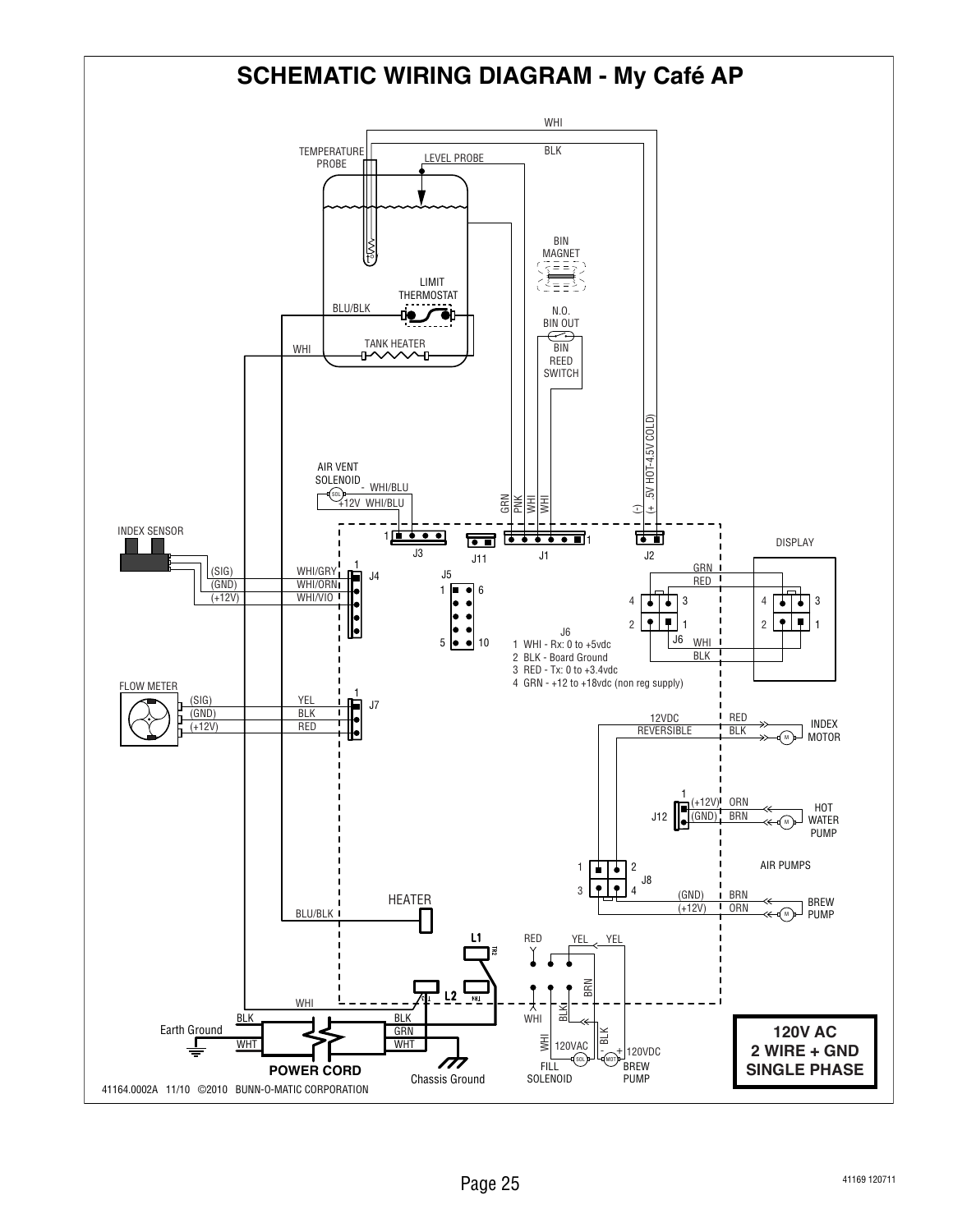# SCHEMATIC WIRING DIAGRAM - My Café AP

WHI

BLK

TEMPERATURE PROBE

LEVEL PROBE

BIN MAGNET

LIMIT THERMOSTAT

BLU/BLK

N.O. BIN OUT

WHI

TANK HEATER

BIN REED SWITCH

(+ .5V HOT-4.5V COLD)

(-)

AIR VENT SOLENOID

- WHI/BLU

+12V WHI/BLU

GRN PNK WHI WHI

INDEX SENSOR

J3

J11

J1

J2

DISPLAY

(SIG) WHI/GRY

(GND) WHI/ORN

(+12V) WHI/VIO

J4

J5

J6

GRN

RED

WHI

BLK

J6
1 WHI - Rx: 0 to +5vdc
2 BLK - Board Ground
3 RED - Tx: 0 to +3.4vdc
4 GRN - +12 to +18vdc (non reg supply)

FLOW METER

(SIG) YEL

(GND) BLK

(+12V) RED

J7

12VDC REVERSIBLE

RED

BLK

INDEX MOTOR

J12

(+12V) ORN

(GND) BRN

HOT WATER PUMP

AIR PUMPS

J8

(GND) BRN

(+12V) ORN

BREW PUMP

HEATER

BLU/BLK

L1

L2

RED

YEL

YEL

BRN

WHI

BLK

WHI

BLK

WHI

120VAC

FILL SOLENOID

120VDC

BREW PUMP

BLK

GRN

WHT

Earth Ground

BLK

WHT

POWER CORD

Chassis Ground

**120V AC**
**2 WIRE + GND**
**SINGLE PHASE**

41164.0002A 11/10 ©2010 BUNN-O-MATIC CORPORATION

41169 120711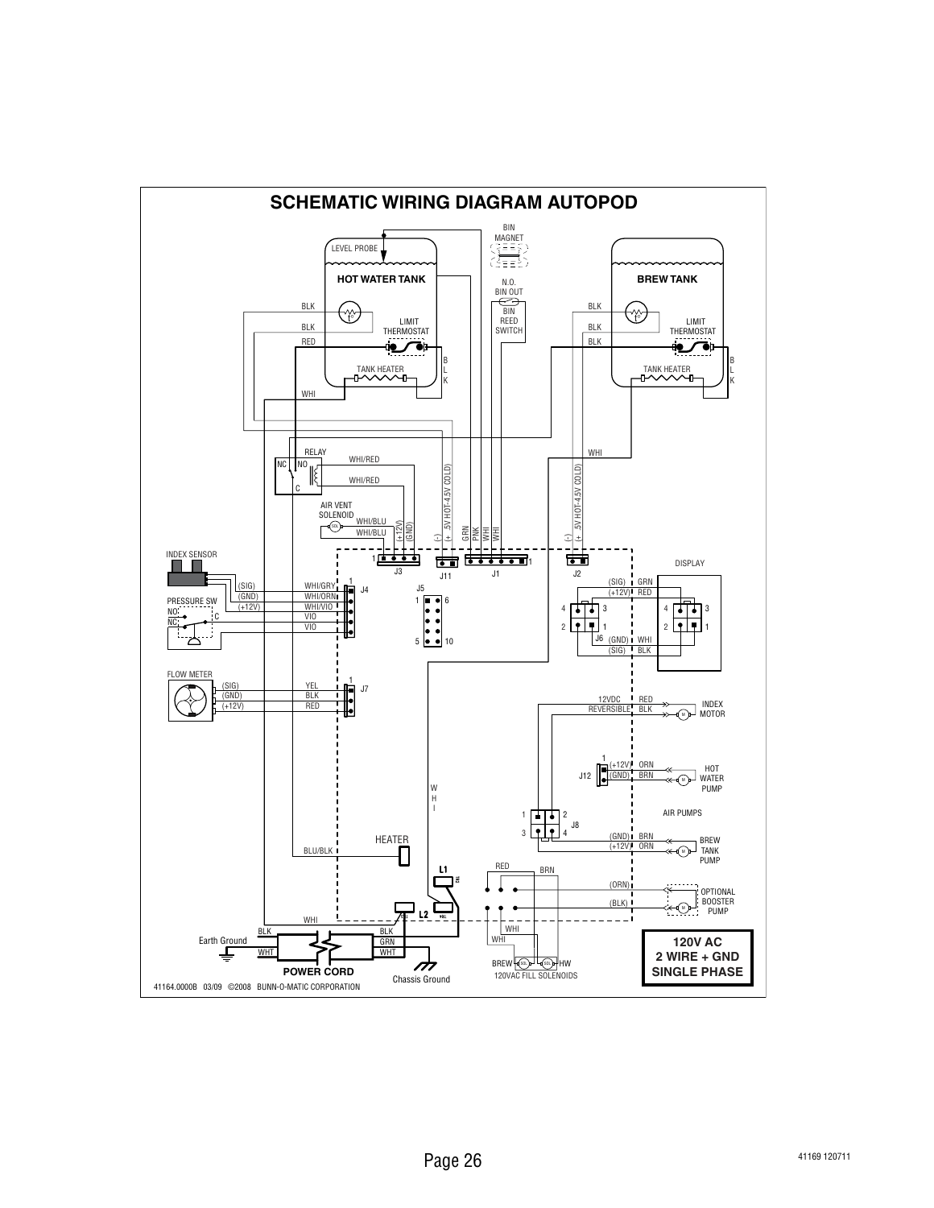# SCHEMATIC WIRING DIAGRAM AUTOPOD

HOT WATER TANK

LEVEL PROBE

BLK

BLK

RED

LIMIT THERMOSTAT

TANK HEATER

BLK

WHI

BIN MAGNET

N.O. BIN OUT

BIN REED SWITCH

BREW TANK

BLK

BLK

BLK

LIMIT THERMOSTAT

TANK HEATER

BLK

WHI

RELAY

NC NO C

WHI/RED

WHI/RED

AIR VENT SOLENOID

WHI/BLU

WHI/BLU

(+12V) (GND)

(-) (+ .5V HOT-4.5V COLD)

GRN PNK WHI WHI

(-) (+ .5V HOT-4.5V COLD)

J3 J11 J1 J2

INDEX SENSOR

(SIG) (GND) (+12V)

WHI/GRY WHI/ORN WHI/VIO VIO VIO

J4

PRESSURE SW

NO NC C

J5

FLOW METER

(SIG) (GND) (+12V)

YEL BLK RED

J7

DISPLAY

(SIG) GRN (+12V) RED

J6 (GND) WHI (SIG) BLK

12VDC REVERSIBLE

RED BLK

INDEX MOTOR

J12

(+12V) ORN (GND) BRN

HOT WATER PUMP

AIR PUMPS

J8

(GND) BRN (+12V) ORN

BREW TANK PUMP

WHI

HEATER

BLU/BLK

L1

L2

RED BRN

(ORN) (BLK)

OPTIONAL BOOSTER PUMP

WHI

WHI

BREW HW

120VAC FILL SOLENOIDS

WHI

BLK GRN WHT

BLK WHT

Earth Ground

POWER CORD

Chassis Ground

**120V AC**
**2 WIRE + GND**
**SINGLE PHASE**

41164.0000B 03/09 ©2008 BUNN-O-MATIC CORPORATION

41169 120711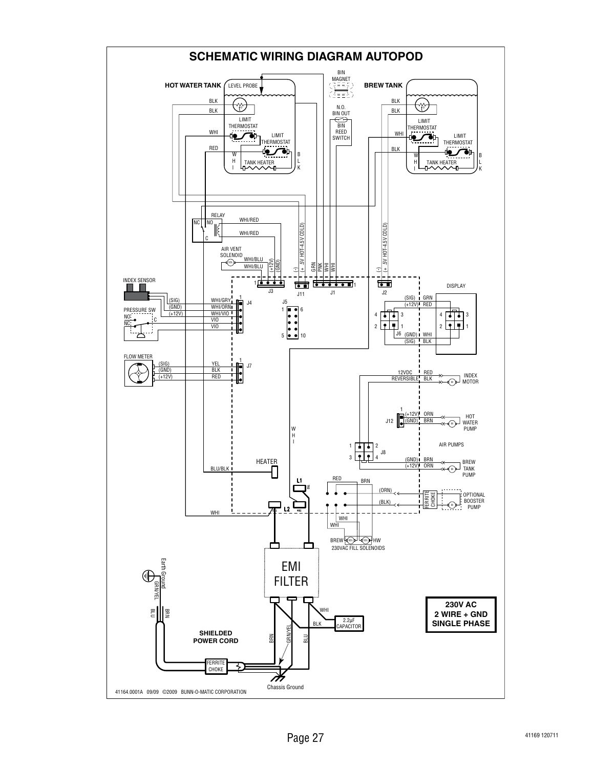# SCHEMATIC WIRING DIAGRAM AUTOPOD

HOT WATER TANK

LEVEL PROBE

BIN MAGNET

BREW TANK

BLK
BLK
LIMIT THERMOSTAT
WHI
LIMIT THERMOSTAT
RED
W H I
TANK HEATER
B L K

N.O. BIN OUT
BIN REED SWITCH

BLK
BLK
LIMIT THERMOSTAT
WHI
LIMIT THERMOSTAT
BLK
W H I
TANK HEATER
B L K

RELAY
NC NO
C
WHI/RED
WHI/RED

AIR VENT SOLENOID
WHI/BLU
WHI/BLU
(+12V)
(GND)

(-) (+ .5V HOT-4.5V COLD)
GRN PNK WHI WHI
(-) (+ .5V HOT-4.5V COLD)

J3 J11 J1 J2

INDEX SENSOR
(SIG) (GND) (+12V)
WHI/GRY WHI/ORN WHI/VIO VIO VIO
J4

PRESSURE SW
NO NC C

J5
1 6
5 10

DISPLAY
(SIG) GRN
(+12V) RED
J6 (GND) WHI
(SIG) BLK

FLOW METER
(SIG) (GND) (+12V)
YEL BLK RED
J7

12VDC REVERSIBLE
RED BLK
INDEX MOTOR

J12
(+12V) ORN
(GND) BRN
HOT WATER PUMP

AIR PUMPS

J8
(GND) BRN
(+12V) ORN
BREW TANK PUMP

W H I

HEATER
BLU/BLK

L1
L2
WHI

RED BRN
(ORN)
(BLK)
FERRITE CHOKE
OPTIONAL BOOSTER PUMP

WHI
WHI
BREW HW
230VAC FILL SOLENOIDS

EMI FILTER

Earth Ground
GRN/YEL
BLU BRN

WHI
BLK
2.2µF CAPACITOR

SHIELDED POWER CORD

BRN GRN/YEL BLU

FERRITE CHOKE

Chassis Ground

**230V AC**
**2 WIRE + GND**
**SINGLE PHASE**

41164.0001A 09/09 ©2009 BUNN-O-MATIC CORPORATION

41169 120711